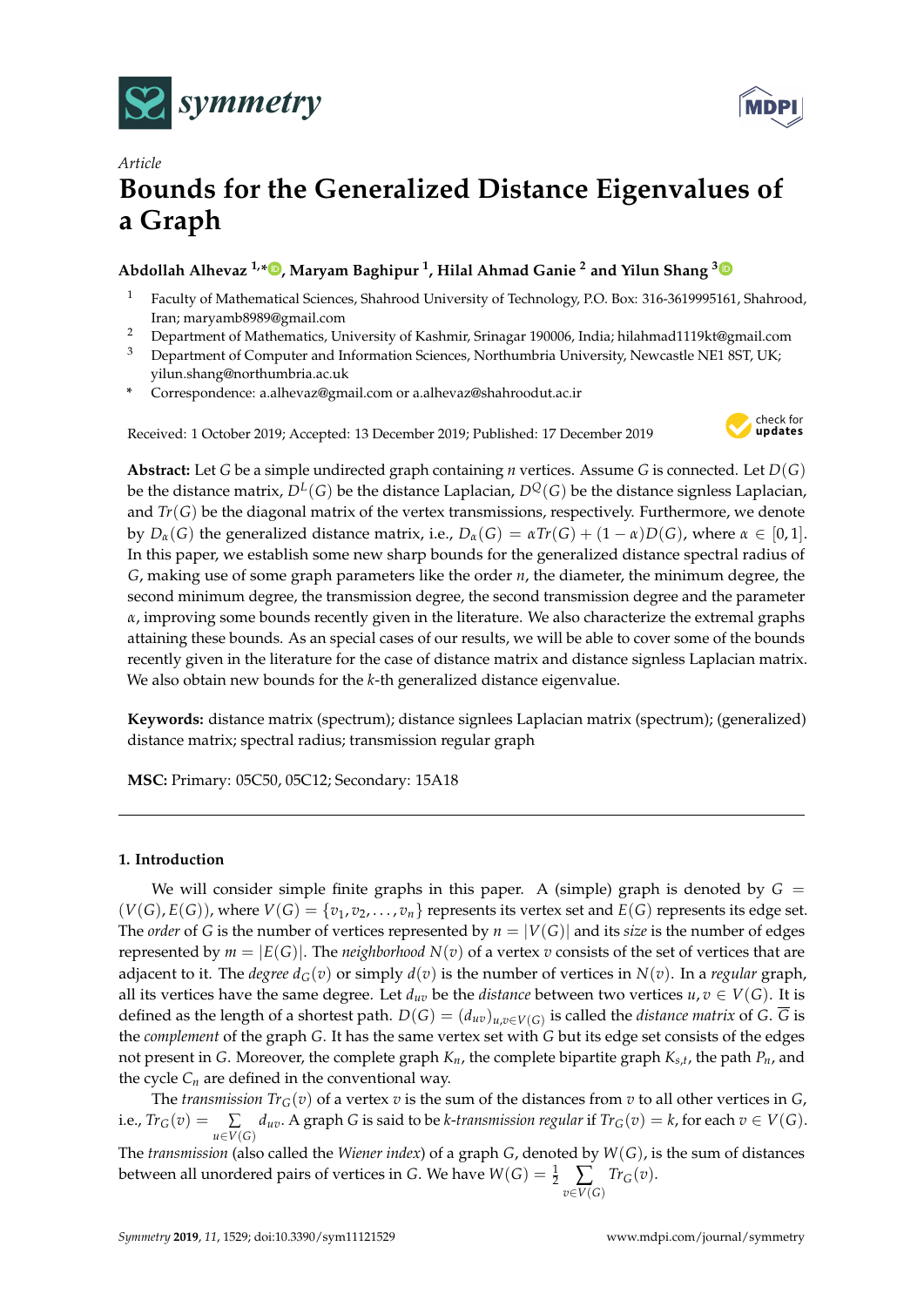*Article*

# Bounds for the Generalized Distance Eigenvalues of a Graph

**Abdollah Alhevaz [1,*], Maryam Baghipur [1], Hilal Ahmad Ganie [2] and Yilun Shang [3]**

[1] Faculty of Mathematical Sciences, Shahrood University of Technology, P.O. Box: 316-3619995161, Shahrood, Iran; maryamb8989@gmail.com

[2] Department of Mathematics, University of Kashmir, Srinagar 190006, India; hilahmad1119kt@gmail.com

[3] Department of Computer and Information Sciences, Northumbria University, Newcastle NE1 8ST, UK; yilun.shang@northumbria.ac.uk

[*] Correspondence: a.alhevaz@gmail.com or a.alhevaz@shahroodut.ac.ir

Received: 1 October 2019; Accepted: 13 December 2019; Published: 17 December 2019

**Abstract:** Let $G$ be a simple undirected graph containing $n$ vertices. Assume $G$ is connected. Let $D(G)$ be the distance matrix, $D^L(G)$ be the distance Laplacian, $D^Q(G)$ be the distance signless Laplacian, and $Tr(G)$ be the diagonal matrix of the vertex transmissions, respectively. Furthermore, we denote by $D_\alpha(G)$ the generalized distance matrix, i.e., $D_\alpha(G) = \alpha Tr(G) + (1-\alpha)D(G)$, where $\alpha \in [0,1]$. In this paper, we establish some new sharp bounds for the generalized distance spectral radius of $G$, making use of some graph parameters like the order $n$, the diameter, the minimum degree, the second minimum degree, the transmission degree, the second transmission degree and the parameter $\alpha$, improving some bounds recently given in the literature. We also characterize the extremal graphs attaining these bounds. As an special cases of our results, we will be able to cover some of the bounds recently given in the literature for the case of distance matrix and distance signless Laplacian matrix. We also obtain new bounds for the $k$-th generalized distance eigenvalue.

**Keywords:** distance matrix (spectrum); distance signlees Laplacian matrix (spectrum); (generalized) distance matrix; spectral radius; transmission regular graph

**MSC:** Primary: 05C50, 05C12; Secondary: 15A18

## 1. Introduction

We will consider simple finite graphs in this paper. A (simple) graph is denoted by $G = (V(G), E(G))$, where $V(G) = \{v_1, v_2, \ldots, v_n\}$ represents its vertex set and $E(G)$ represents its edge set. The *order* of $G$ is the number of vertices represented by $n = |V(G)|$ and its *size* is the number of edges represented by $m = |E(G)|$. The *neighborhood* $N(v)$ of a vertex $v$ consists of the set of vertices that are adjacent to it. The *degree* $d_G(v)$ or simply $d(v)$ is the number of vertices in $N(v)$. In a *regular* graph, all its vertices have the same degree. Let $d_{uv}$ be the *distance* between two vertices $u, v \in V(G)$. It is defined as the length of a shortest path. $D(G) = (d_{uv})_{u,v \in V(G)}$ is called the *distance matrix* of $G$. $\overline{G}$ is the *complement* of the graph $G$. It has the same vertex set with $G$ but its edge set consists of the edges not present in $G$. Moreover, the complete graph $K_n$, the complete bipartite graph $K_{s,t}$, the path $P_n$, and the cycle $C_n$ are defined in the conventional way.

The *transmission* $Tr_G(v)$ of a vertex $v$ is the sum of the distances from $v$ to all other vertices in $G$, i.e., $Tr_G(v) = \sum_{u \in V(G)} d_{uv}$. A graph $G$ is said to be *k-transmission regular* if $Tr_G(v) = k$, for each $v \in V(G)$. The *transmission* (also called the *Wiener index*) of a graph $G$, denoted by $W(G)$, is the sum of distances between all unordered pairs of vertices in $G$. We have $W(G) = \frac{1}{2} \sum_{v \in V(G)} Tr_G(v)$.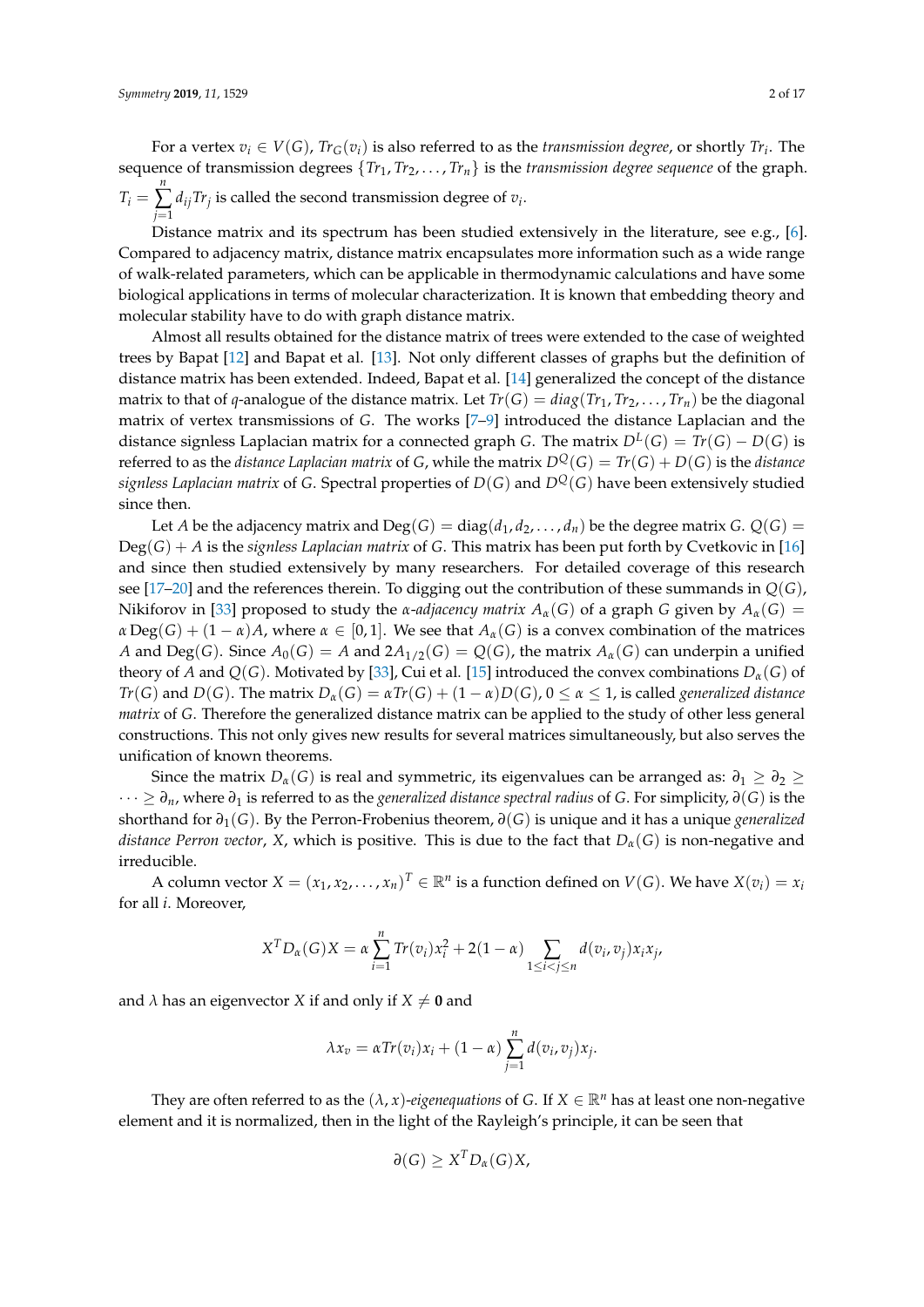For a vertex $v_i \in V(G)$, $Tr_G(v_i)$ is also referred to as the *transmission degree*, or shortly $Tr_i$. The sequence of transmission degrees $\{Tr_1, Tr_2, \ldots, Tr_n\}$ is the *transmission degree sequence* of the graph. $T_i = \sum_{j=1}^{n} d_{ij} Tr_j$ is called the second transmission degree of $v_i$.

Distance matrix and its spectrum has been studied extensively in the literature, see e.g., [6]. Compared to adjacency matrix, distance matrix encapsulates more information such as a wide range of walk-related parameters, which can be applicable in thermodynamic calculations and have some biological applications in terms of molecular characterization. It is known that embedding theory and molecular stability have to do with graph distance matrix.

Almost all results obtained for the distance matrix of trees were extended to the case of weighted trees by Bapat [12] and Bapat et al. [13]. Not only different classes of graphs but the definition of distance matrix has been extended. Indeed, Bapat et al. [14] generalized the concept of the distance matrix to that of $q$-analogue of the distance matrix. Let $Tr(G) = diag(Tr_1, Tr_2, \ldots, Tr_n)$ be the diagonal matrix of vertex transmissions of $G$. The works [7–9] introduced the distance Laplacian and the distance signless Laplacian matrix for a connected graph $G$. The matrix $D^L(G) = Tr(G) - D(G)$ is referred to as the *distance Laplacian matrix* of $G$, while the matrix $D^Q(G) = Tr(G) + D(G)$ is the *distance signless Laplacian matrix* of $G$. Spectral properties of $D(G)$ and $D^Q(G)$ have been extensively studied since then.

Let $A$ be the adjacency matrix and $\mathrm{Deg}(G) = \mathrm{diag}(d_1, d_2, \ldots, d_n)$ be the degree matrix $G$. $Q(G) = \mathrm{Deg}(G) + A$ is the *signless Laplacian matrix* of $G$. This matrix has been put forth by Cvetkovic in [16] and since then studied extensively by many researchers. For detailed coverage of this research see [17–20] and the references therein. To digging out the contribution of these summands in $Q(G)$, Nikiforov in [33] proposed to study the *$\alpha$-adjacency matrix* $A_\alpha(G)$ of a graph $G$ given by $A_\alpha(G) = \alpha\,\mathrm{Deg}(G) + (1-\alpha)A$, where $\alpha \in [0, 1]$. We see that $A_\alpha(G)$ is a convex combination of the matrices $A$ and $\mathrm{Deg}(G)$. Since $A_0(G) = A$ and $2A_{1/2}(G) = Q(G)$, the matrix $A_\alpha(G)$ can underpin a unified theory of $A$ and $Q(G)$. Motivated by [33], Cui et al. [15] introduced the convex combinations $D_\alpha(G)$ of $Tr(G)$ and $D(G)$. The matrix $D_\alpha(G) = \alpha Tr(G) + (1-\alpha)D(G)$, $0 \le \alpha \le 1$, is called *generalized distance matrix* of $G$. Therefore the generalized distance matrix can be applied to the study of other less general constructions. This not only gives new results for several matrices simultaneously, but also serves the unification of known theorems.

Since the matrix $D_\alpha(G)$ is real and symmetric, its eigenvalues can be arranged as: $\partial_1 \ge \partial_2 \ge \cdots \ge \partial_n$, where $\partial_1$ is referred to as the *generalized distance spectral radius* of $G$. For simplicity, $\partial(G)$ is the shorthand for $\partial_1(G)$. By the Perron-Frobenius theorem, $\partial(G)$ is unique and it has a unique *generalized distance Perron vector*, $X$, which is positive. This is due to the fact that $D_\alpha(G)$ is non-negative and irreducible.

A column vector $X = (x_1, x_2, \ldots, x_n)^T \in \mathbb{R}^n$ is a function defined on $V(G)$. We have $X(v_i) = x_i$ for all $i$. Moreover,

$$X^T D_\alpha(G) X = \alpha \sum_{i=1}^{n} Tr(v_i) x_i^2 + 2(1-\alpha) \sum_{1 \le i < j \le n} d(v_i, v_j) x_i x_j,$$

and $\lambda$ has an eigenvector $X$ if and only if $X \neq \mathbf{0}$ and

$$\lambda x_v = \alpha Tr(v_i) x_i + (1-\alpha) \sum_{j=1}^{n} d(v_i, v_j) x_j.$$

They are often referred to as the *$(\lambda, x)$-eigenequations* of $G$. If $X \in \mathbb{R}^n$ has at least one non-negative element and it is normalized, then in the light of the Rayleigh's principle, it can be seen that

$$\partial(G) \ge X^T D_\alpha(G) X,$$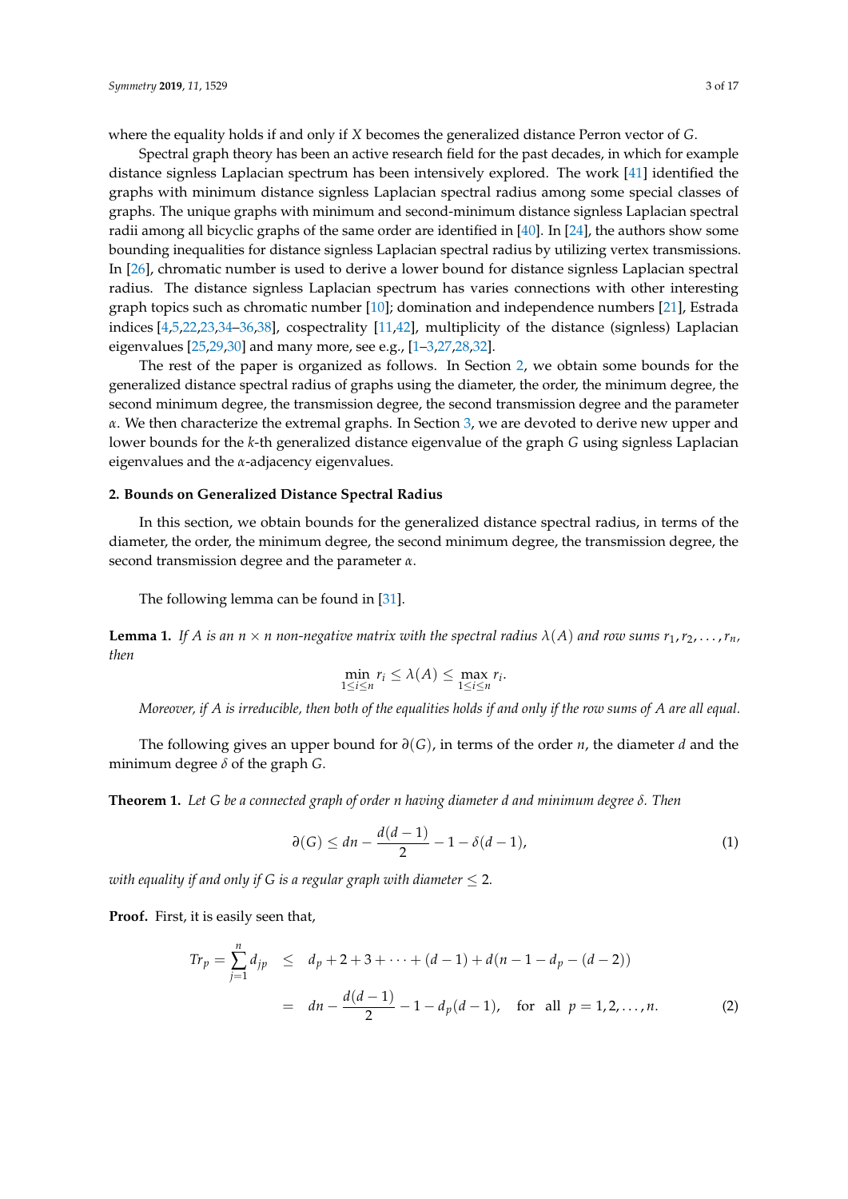where the equality holds if and only if $X$ becomes the generalized distance Perron vector of $G$.

Spectral graph theory has been an active research field for the past decades, in which for example distance signless Laplacian spectrum has been intensively explored. The work [41] identified the graphs with minimum distance signless Laplacian spectral radius among some special classes of graphs. The unique graphs with minimum and second-minimum distance signless Laplacian spectral radii among all bicyclic graphs of the same order are identified in [40]. In [24], the authors show some bounding inequalities for distance signless Laplacian spectral radius by utilizing vertex transmissions. In [26], chromatic number is used to derive a lower bound for distance signless Laplacian spectral radius. The distance signless Laplacian spectrum has varies connections with other interesting graph topics such as chromatic number [10]; domination and independence numbers [21], Estrada indices [4,5,22,23,34–36,38], cospectrality [11,42], multiplicity of the distance (signless) Laplacian eigenvalues [25,29,30] and many more, see e.g., [1–3,27,28,32].

The rest of the paper is organized as follows. In Section 2, we obtain some bounds for the generalized distance spectral radius of graphs using the diameter, the order, the minimum degree, the second minimum degree, the transmission degree, the second transmission degree and the parameter $\alpha$. We then characterize the extremal graphs. In Section 3, we are devoted to derive new upper and lower bounds for the $k$-th generalized distance eigenvalue of the graph $G$ using signless Laplacian eigenvalues and the $\alpha$-adjacency eigenvalues.

## 2. Bounds on Generalized Distance Spectral Radius

In this section, we obtain bounds for the generalized distance spectral radius, in terms of the diameter, the order, the minimum degree, the second minimum degree, the transmission degree, the second transmission degree and the parameter $\alpha$.

The following lemma can be found in [31].

**Lemma 1.** *If $A$ is an $n \times n$ non-negative matrix with the spectral radius $\lambda(A)$ and row sums $r_1, r_2, \ldots, r_n$, then*

$$\min_{1 \le i \le n} r_i \le \lambda(A) \le \max_{1 \le i \le n} r_i.$$

*Moreover, if $A$ is irreducible, then both of the equalities holds if and only if the row sums of $A$ are all equal.*

The following gives an upper bound for $\partial(G)$, in terms of the order $n$, the diameter $d$ and the minimum degree $\delta$ of the graph $G$.

**Theorem 1.** *Let $G$ be a connected graph of order $n$ having diameter $d$ and minimum degree $\delta$. Then*

$$\partial(G) \le dn - \frac{d(d-1)}{2} - 1 - \delta(d-1), \tag{1}$$

*with equality if and only if $G$ is a regular graph with diameter $\le 2$.*

**Proof.** First, it is easily seen that,

$$\begin{aligned} Tr_p = \sum_{j=1}^{n} d_{jp} &\le d_p + 2 + 3 + \cdots + (d-1) + d(n-1-d_p-(d-2)) \\ &= dn - \frac{d(d-1)}{2} - 1 - d_p(d-1), \quad \text{for all } p = 1, 2, \ldots, n. \end{aligned} \tag{2}$$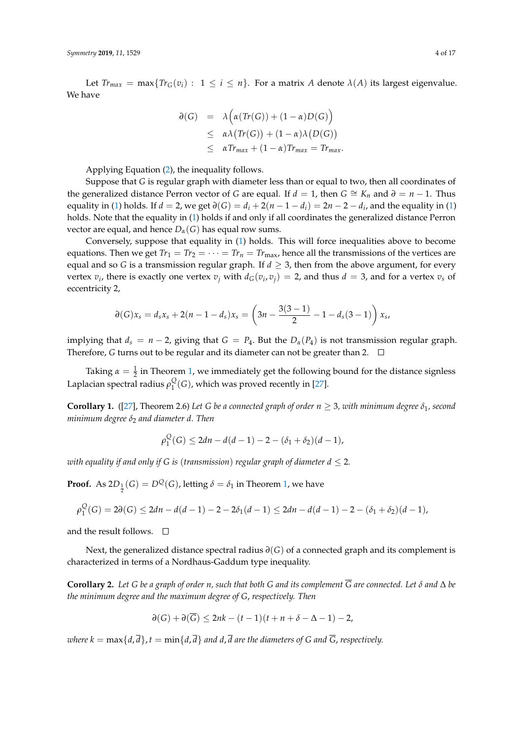Let $Tr_{max} = \max\{Tr_G(v_i) : 1 \leq i \leq n\}$. For a matrix $A$ denote $\lambda(A)$ its largest eigenvalue. We have

$$
\begin{aligned}
\partial(G) &= \lambda\Big(\alpha(Tr(G)) + (1-\alpha)D(G)\Big) \\
&\leq \alpha\lambda\big(Tr(G)\big) + (1-\alpha)\lambda\big(D(G)\big) \\
&\leq \alpha Tr_{max} + (1-\alpha)Tr_{max} = Tr_{max}.
\end{aligned}
$$

Applying Equation (2), the inequality follows.

Suppose that $G$ is regular graph with diameter less than or equal to two, then all coordinates of the generalized distance Perron vector of $G$ are equal. If $d = 1$, then $G \cong K_n$ and $\partial = n - 1$. Thus equality in (1) holds. If $d = 2$, we get $\partial(G) = d_i + 2(n - 1 - d_i) = 2n - 2 - d_i$, and the equality in (1) holds. Note that the equality in (1) holds if and only if all coordinates the generalized distance Perron vector are equal, and hence $D_\alpha(G)$ has equal row sums.

Conversely, suppose that equality in (1) holds. This will force inequalities above to become equations. Then we get $Tr_1 = Tr_2 = \cdots = Tr_n = Tr_{\max}$, hence all the transmissions of the vertices are equal and so $G$ is a transmission regular graph. If $d \geq 3$, then from the above argument, for every vertex $v_i$, there is exactly one vertex $v_j$ with $d_G(v_i, v_j) = 2$, and thus $d = 3$, and for a vertex $v_s$ of eccentricity 2,

$$
\partial(G)x_s = d_s x_s + 2(n - 1 - d_s)x_s = \left(3n - \frac{3(3-1)}{2} - 1 - d_s(3-1)\right)x_s,
$$

implying that $d_s = n - 2$, giving that $G = P_4$. But the $D_\alpha(P_4)$ is not transmission regular graph. Therefore, $G$ turns out to be regular and its diameter can not be greater than 2. □

Taking $\alpha = \frac{1}{2}$ in Theorem 1, we immediately get the following bound for the distance signless Laplacian spectral radius $\rho_1^Q(G)$, which was proved recently in [27].

**Corollary 1.** ([27], Theorem 2.6) *Let $G$ be a connected graph of order $n \geq 3$, with minimum degree $\delta_1$, second minimum degree $\delta_2$ and diameter $d$. Then*

$$
\rho_1^Q(G) \leq 2dn - d(d-1) - 2 - (\delta_1 + \delta_2)(d-1),
$$

*with equality if and only if $G$ is (transmission) regular graph of diameter $d \leq 2$.*

**Proof.** As $2D_{\frac{1}{2}}(G) = D^Q(G)$, letting $\delta = \delta_1$ in Theorem 1, we have

$$
\rho_1^Q(G) = 2\partial(G) \leq 2dn - d(d-1) - 2 - 2\delta_1(d-1) \leq 2dn - d(d-1) - 2 - (\delta_1 + \delta_2)(d-1),
$$

and the result follows. □

Next, the generalized distance spectral radius $\partial(G)$ of a connected graph and its complement is characterized in terms of a Nordhaus-Gaddum type inequality.

**Corollary 2.** *Let $G$ be a graph of order $n$, such that both $G$ and its complement $\overline{G}$ are connected. Let $\delta$ and $\Delta$ be the minimum degree and the maximum degree of $G$, respectively. Then*

$$
\partial(G) + \partial(\overline{G}) \leq 2nk - (t-1)(t + n + \delta - \Delta - 1) - 2,
$$

*where $k = \max\{d, \overline{d}\}, t = \min\{d, \overline{d}\}$ and $d, \overline{d}$ are the diameters of $G$ and $\overline{G}$, respectively.*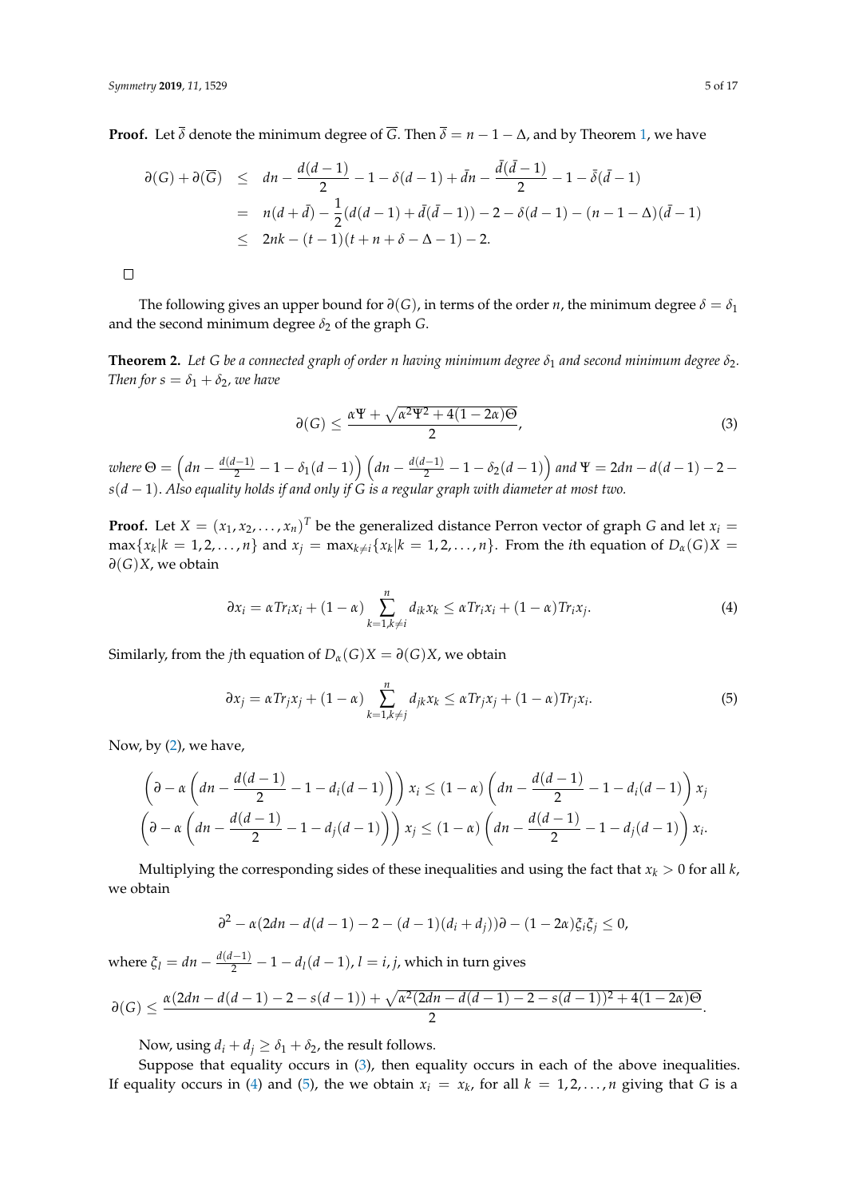**Proof.** Let $\overline{\delta}$ denote the minimum degree of $\overline{G}$. Then $\overline{\delta} = n - 1 - \Delta$, and by Theorem 1, we have

$$
\begin{aligned}
\partial(G) + \partial(\overline{G}) &\leq dn - \frac{d(d-1)}{2} - 1 - \delta(d-1) + \bar{d}n - \frac{\bar{d}(\bar{d}-1)}{2} - 1 - \bar{\delta}(\bar{d}-1) \\
&= n(d+\bar{d}) - \frac{1}{2}(d(d-1) + \bar{d}(\bar{d}-1)) - 2 - \delta(d-1) - (n-1-\Delta)(\bar{d}-1) \\
&\leq 2nk - (t-1)(t+n+\delta-\Delta-1) - 2.
\end{aligned}
$$

□

The following gives an upper bound for $\partial(G)$, in terms of the order $n$, the minimum degree $\delta = \delta_1$ and the second minimum degree $\delta_2$ of the graph $G$.

**Theorem 2.** *Let $G$ be a connected graph of order $n$ having minimum degree $\delta_1$ and second minimum degree $\delta_2$. Then for $s = \delta_1 + \delta_2$, we have*

$$
\partial(G) \leq \frac{\alpha\Psi + \sqrt{\alpha^2\Psi^2 + 4(1-2\alpha)\Theta}}{2}, \tag{3}
$$

*where $\Theta = \left(dn - \frac{d(d-1)}{2} - 1 - \delta_1(d-1)\right)\left(dn - \frac{d(d-1)}{2} - 1 - \delta_2(d-1)\right)$ and $\Psi = 2dn - d(d-1) - 2 - s(d-1)$. Also equality holds if and only if $G$ is a regular graph with diameter at most two.*

**Proof.** Let $X = (x_1, x_2, \ldots, x_n)^T$ be the generalized distance Perron vector of graph $G$ and let $x_i = \max\{x_k | k = 1, 2, \ldots, n\}$ and $x_j = \max_{k \neq i}\{x_k | k = 1, 2, \ldots, n\}$. From the $i$th equation of $D_\alpha(G)X = \partial(G)X$, we obtain

$$
\partial x_i = \alpha Tr_i x_i + (1-\alpha) \sum_{k=1, k\neq i}^{n} d_{ik} x_k \leq \alpha Tr_i x_i + (1-\alpha) Tr_i x_j. \tag{4}
$$

Similarly, from the $j$th equation of $D_\alpha(G)X = \partial(G)X$, we obtain

$$
\partial x_j = \alpha Tr_j x_j + (1-\alpha) \sum_{k=1, k\neq j}^{n} d_{jk} x_k \leq \alpha Tr_j x_j + (1-\alpha) Tr_j x_i. \tag{5}
$$

Now, by (2), we have,

$$
\begin{aligned}
\left(\partial - \alpha\left(dn - \frac{d(d-1)}{2} - 1 - d_i(d-1)\right)\right) x_i &\leq (1-\alpha)\left(dn - \frac{d(d-1)}{2} - 1 - d_i(d-1)\right) x_j \\
\left(\partial - \alpha\left(dn - \frac{d(d-1)}{2} - 1 - d_j(d-1)\right)\right) x_j &\leq (1-\alpha)\left(dn - \frac{d(d-1)}{2} - 1 - d_j(d-1)\right) x_i.
\end{aligned}
$$

Multiplying the corresponding sides of these inequalities and using the fact that $x_k > 0$ for all $k$, we obtain

$$
\partial^2 - \alpha(2dn - d(d-1) - 2 - (d-1)(d_i + d_j))\partial - (1-2\alpha)\xi_i\xi_j \leq 0,
$$

where $\xi_l = dn - \frac{d(d-1)}{2} - 1 - d_l(d-1)$, $l = i, j$, which in turn gives

$$
\partial(G) \leq \frac{\alpha(2dn - d(d-1) - 2 - s(d-1)) + \sqrt{\alpha^2(2dn - d(d-1) - 2 - s(d-1))^2 + 4(1-2\alpha)\Theta}}{2}.
$$

Now, using $d_i + d_j \geq \delta_1 + \delta_2$, the result follows.

Suppose that equality occurs in (3), then equality occurs in each of the above inequalities. If equality occurs in (4) and (5), the we obtain $x_i = x_k$, for all $k = 1, 2, \ldots, n$ giving that $G$ is a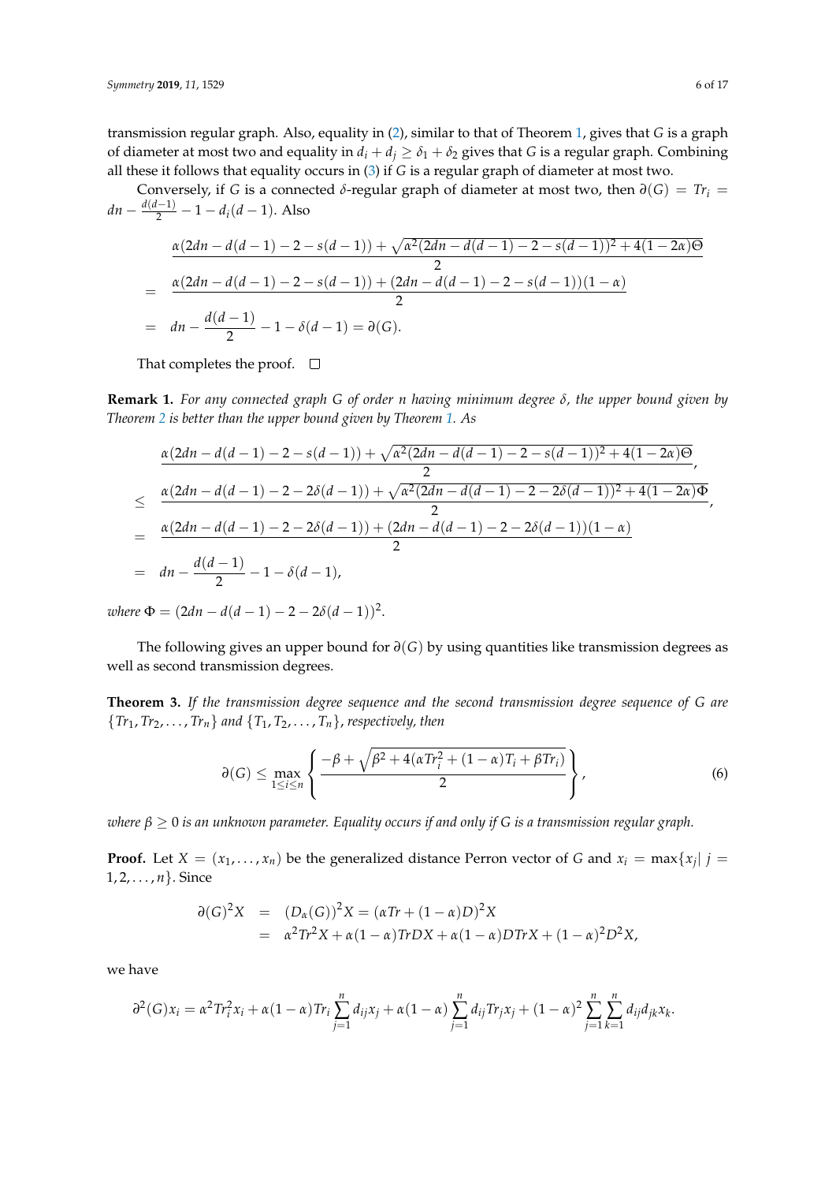transmission regular graph. Also, equality in (2), similar to that of Theorem 1, gives that $G$ is a graph of diameter at most two and equality in $d_i + d_j \geq \delta_1 + \delta_2$ gives that $G$ is a regular graph. Combining all these it follows that equality occurs in (3) if $G$ is a regular graph of diameter at most two.

Conversely, if $G$ is a connected $\delta$-regular graph of diameter at most two, then $\partial(G) = Tr_i = dn - \frac{d(d-1)}{2} - 1 - d_i(d-1)$. Also

$$
\begin{aligned}
& \frac{\alpha(2dn - d(d-1) - 2 - s(d-1)) + \sqrt{\alpha^2(2dn - d(d-1) - 2 - s(d-1))^2 + 4(1-2\alpha)\Theta}}{2} \\
= \; & \frac{\alpha(2dn - d(d-1) - 2 - s(d-1)) + (2dn - d(d-1) - 2 - s(d-1))(1-\alpha)}{2} \\
= \; & dn - \frac{d(d-1)}{2} - 1 - \delta(d-1) = \partial(G).
\end{aligned}
$$

That completes the proof. □

**Remark 1.** *For any connected graph $G$ of order $n$ having minimum degree $\delta$, the upper bound given by Theorem 2 is better than the upper bound given by Theorem 1. As*

$$
\begin{aligned}
& \frac{\alpha(2dn - d(d-1) - 2 - s(d-1)) + \sqrt{\alpha^2(2dn - d(d-1) - 2 - s(d-1))^2 + 4(1-2\alpha)\Theta}}{2}, \\
\leq \; & \frac{\alpha(2dn - d(d-1) - 2 - 2\delta(d-1)) + \sqrt{\alpha^2(2dn - d(d-1) - 2 - 2\delta(d-1))^2 + 4(1-2\alpha)\Phi}}{2}, \\
= \; & \frac{\alpha(2dn - d(d-1) - 2 - 2\delta(d-1)) + (2dn - d(d-1) - 2 - 2\delta(d-1))(1-\alpha)}{2} \\
= \; & dn - \frac{d(d-1)}{2} - 1 - \delta(d-1),
\end{aligned}
$$

*where $\Phi = (2dn - d(d-1) - 2 - 2\delta(d-1))^2$.*

The following gives an upper bound for $\partial(G)$ by using quantities like transmission degrees as well as second transmission degrees.

**Theorem 3.** *If the transmission degree sequence and the second transmission degree sequence of $G$ are $\{Tr_1, Tr_2, \ldots, Tr_n\}$ and $\{T_1, T_2, \ldots, T_n\}$, respectively, then*

$$
\partial(G) \leq \max_{1 \leq i \leq n} \left\{ \frac{-\beta + \sqrt{\beta^2 + 4(\alpha Tr_i^2 + (1-\alpha)T_i + \beta Tr_i)}}{2} \right\}, \tag{6}
$$

*where $\beta \geq 0$ is an unknown parameter. Equality occurs if and only if $G$ is a transmission regular graph.*

**Proof.** Let $X = (x_1, \ldots, x_n)$ be the generalized distance Perron vector of $G$ and $x_i = \max\{x_j | \; j = 1, 2, \ldots, n\}$. Since

$$
\begin{aligned}
\partial(G)^2 X &= (D_\alpha(G))^2 X = (\alpha Tr + (1-\alpha)D)^2 X \\
&= \alpha^2 Tr^2 X + \alpha(1-\alpha) Tr D X + \alpha(1-\alpha) D Tr X + (1-\alpha)^2 D^2 X,
\end{aligned}
$$

we have

$$
\partial^2(G) x_i = \alpha^2 Tr_i^2 x_i + \alpha(1-\alpha) Tr_i \sum_{j=1}^{n} d_{ij} x_j + \alpha(1-\alpha) \sum_{j=1}^{n} d_{ij} Tr_j x_j + (1-\alpha)^2 \sum_{j=1}^{n} \sum_{k=1}^{n} d_{ij} d_{jk} x_k.
$$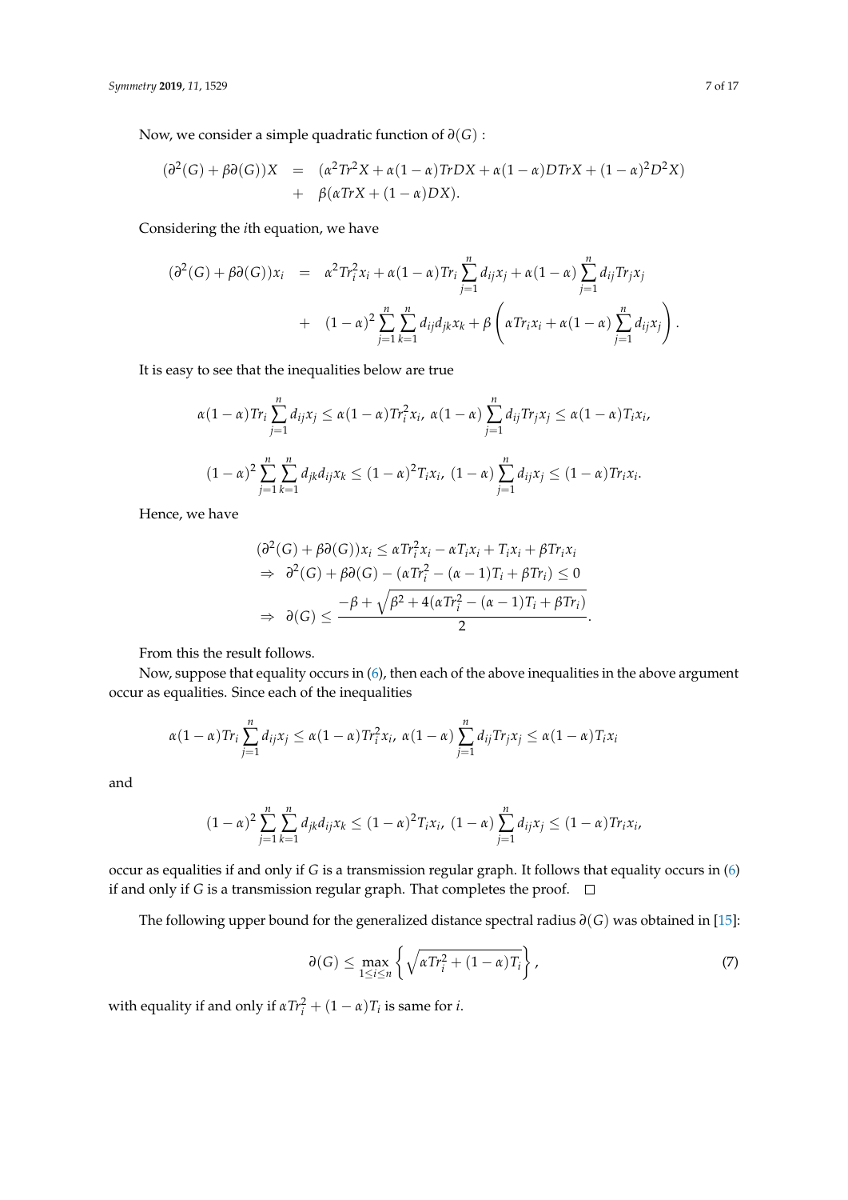Now, we consider a simple quadratic function of $\partial(G)$ :

$$
\begin{aligned}
(\partial^2(G) + \beta\partial(G))X &= (\alpha^2 Tr^2 X + \alpha(1-\alpha)TrDX + \alpha(1-\alpha)DTrX + (1-\alpha)^2 D^2 X) \\
&+ \beta(\alpha TrX + (1-\alpha)DX).
\end{aligned}
$$

Considering the $i$th equation, we have

$$
\begin{aligned}
(\partial^2(G) + \beta\partial(G))x_i &= \alpha^2 Tr_i^2 x_i + \alpha(1-\alpha)Tr_i \sum_{j=1}^{n} d_{ij}x_j + \alpha(1-\alpha)\sum_{j=1}^{n} d_{ij}Tr_j x_j \\
&\quad + (1-\alpha)^2 \sum_{j=1}^{n}\sum_{k=1}^{n} d_{ij}d_{jk}x_k + \beta\left(\alpha Tr_i x_i + \alpha(1-\alpha)\sum_{j=1}^{n} d_{ij}x_j\right).
\end{aligned}
$$

It is easy to see that the inequalities below are true

$$
\alpha(1-\alpha)Tr_i \sum_{j=1}^{n} d_{ij}x_j \leq \alpha(1-\alpha)Tr_i^2 x_i,\ \alpha(1-\alpha)\sum_{j=1}^{n} d_{ij}Tr_j x_j \leq \alpha(1-\alpha)T_i x_i,
$$

$$
(1-\alpha)^2 \sum_{j=1}^{n}\sum_{k=1}^{n} d_{jk}d_{ij}x_k \leq (1-\alpha)^2 T_i x_i,\ (1-\alpha)\sum_{j=1}^{n} d_{ij}x_j \leq (1-\alpha)Tr_i x_i.
$$

Hence, we have

$$
\begin{aligned}
&(\partial^2(G) + \beta\partial(G))x_i \leq \alpha Tr_i^2 x_i - \alpha T_i x_i + T_i x_i + \beta Tr_i x_i \\
&\Rightarrow\ \partial^2(G) + \beta\partial(G) - (\alpha Tr_i^2 - (\alpha-1)T_i + \beta Tr_i) \leq 0 \\
&\Rightarrow\ \partial(G) \leq \frac{-\beta + \sqrt{\beta^2 + 4(\alpha Tr_i^2 - (\alpha-1)T_i + \beta Tr_i)}}{2}.
\end{aligned}
$$

From this the result follows.

Now, suppose that equality occurs in (6), then each of the above inequalities in the above argument occur as equalities. Since each of the inequalities

$$
\alpha(1-\alpha)Tr_i \sum_{j=1}^{n} d_{ij}x_j \leq \alpha(1-\alpha)Tr_i^2 x_i,\ \alpha(1-\alpha)\sum_{j=1}^{n} d_{ij}Tr_j x_j \leq \alpha(1-\alpha)T_i x_i
$$

and

$$
(1-\alpha)^2 \sum_{j=1}^{n}\sum_{k=1}^{n} d_{jk}d_{ij}x_k \leq (1-\alpha)^2 T_i x_i,\ (1-\alpha)\sum_{j=1}^{n} d_{ij}x_j \leq (1-\alpha)Tr_i x_i,
$$

occur as equalities if and only if $G$ is a transmission regular graph. It follows that equality occurs in (6) if and only if $G$ is a transmission regular graph. That completes the proof. □

The following upper bound for the generalized distance spectral radius $\partial(G)$ was obtained in [15]:

$$
\partial(G) \leq \max_{1\leq i\leq n}\left\{\sqrt{\alpha Tr_i^2 + (1-\alpha)T_i}\right\}, \tag{7}
$$

with equality if and only if $\alpha Tr_i^2 + (1-\alpha)T_i$ is same for $i$.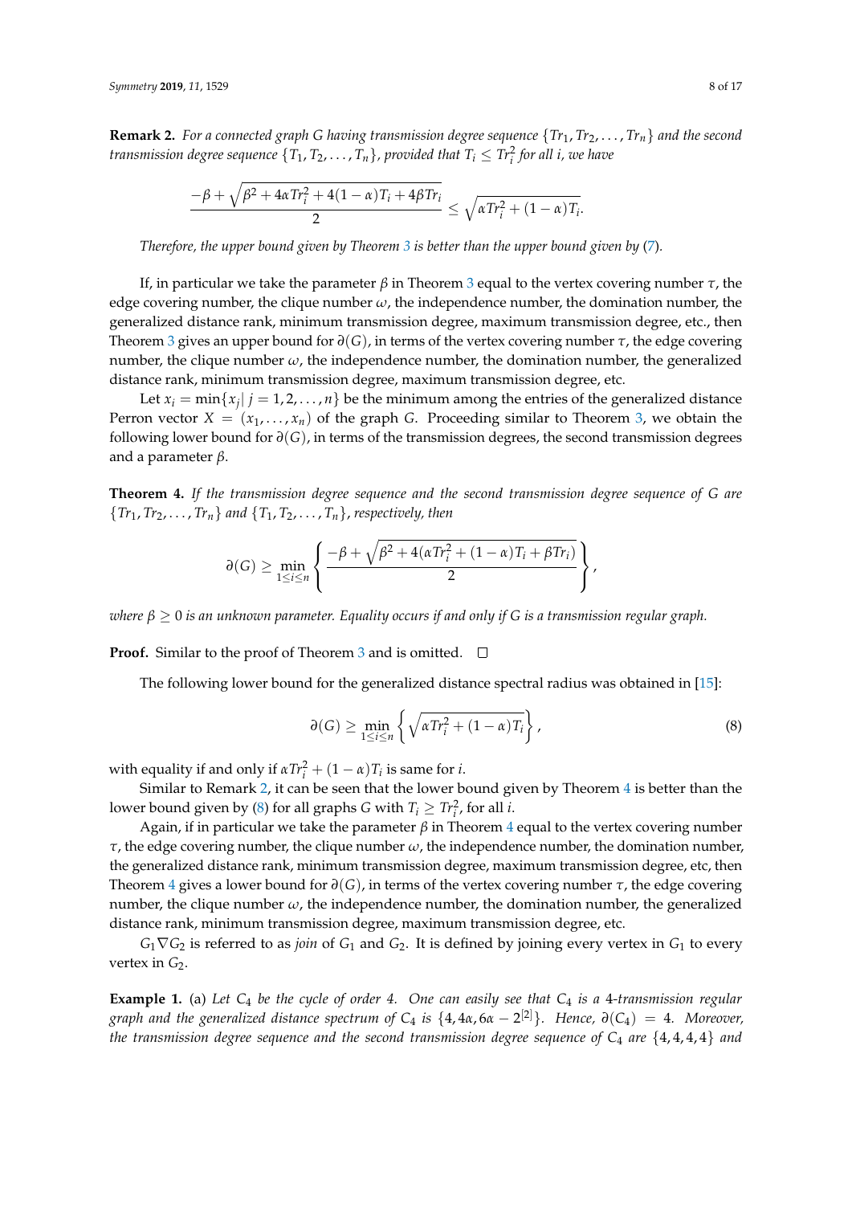**Remark 2.** *For a connected graph $G$ having transmission degree sequence $\{Tr_1, Tr_2, \dots, Tr_n\}$ and the second transmission degree sequence $\{T_1, T_2, \dots, T_n\}$, provided that $T_i \leq Tr_i^2$ for all $i$, we have*

$$\frac{-\beta + \sqrt{\beta^2 + 4\alpha Tr_i^2 + 4(1-\alpha)T_i + 4\beta Tr_i}}{2} \leq \sqrt{\alpha Tr_i^2 + (1-\alpha)T_i}.$$

*Therefore, the upper bound given by Theorem 3 is better than the upper bound given by (7).*

If, in particular we take the parameter $\beta$ in Theorem 3 equal to the vertex covering number $\tau$, the edge covering number, the clique number $\omega$, the independence number, the domination number, the generalized distance rank, minimum transmission degree, maximum transmission degree, etc., then Theorem 3 gives an upper bound for $\partial(G)$, in terms of the vertex covering number $\tau$, the edge covering number, the clique number $\omega$, the independence number, the domination number, the generalized distance rank, minimum transmission degree, maximum transmission degree, etc.

Let $x_i = \min\{x_j | \, j = 1, 2, \dots, n\}$ be the minimum among the entries of the generalized distance Perron vector $X = (x_1, \dots, x_n)$ of the graph $G$. Proceeding similar to Theorem 3, we obtain the following lower bound for $\partial(G)$, in terms of the transmission degrees, the second transmission degrees and a parameter $\beta$.

**Theorem 4.** *If the transmission degree sequence and the second transmission degree sequence of $G$ are $\{Tr_1, Tr_2, \dots, Tr_n\}$ and $\{T_1, T_2, \dots, T_n\}$, respectively, then*

$$\partial(G) \geq \min_{1 \leq i \leq n} \left\{ \frac{-\beta + \sqrt{\beta^2 + 4(\alpha Tr_i^2 + (1-\alpha)T_i + \beta Tr_i)}}{2} \right\},$$

*where $\beta \geq 0$ is an unknown parameter. Equality occurs if and only if $G$ is a transmission regular graph.*

**Proof.** Similar to the proof of Theorem 3 and is omitted. $\square$

The following lower bound for the generalized distance spectral radius was obtained in [15]:

$$\partial(G) \geq \min_{1 \leq i \leq n} \left\{ \sqrt{\alpha Tr_i^2 + (1-\alpha)T_i} \right\}, \tag{8}$$

with equality if and only if $\alpha Tr_i^2 + (1-\alpha)T_i$ is same for $i$.

Similar to Remark 2, it can be seen that the lower bound given by Theorem 4 is better than the lower bound given by (8) for all graphs $G$ with $T_i \geq Tr_i^2$, for all $i$.

Again, if in particular we take the parameter $\beta$ in Theorem 4 equal to the vertex covering number $\tau$, the edge covering number, the clique number $\omega$, the independence number, the domination number, the generalized distance rank, minimum transmission degree, maximum transmission degree, etc, then Theorem 4 gives a lower bound for $\partial(G)$, in terms of the vertex covering number $\tau$, the edge covering number, the clique number $\omega$, the independence number, the domination number, the generalized distance rank, minimum transmission degree, maximum transmission degree, etc.

$G_1 \nabla G_2$ is referred to as *join* of $G_1$ and $G_2$. It is defined by joining every vertex in $G_1$ to every vertex in $G_2$.

**Example 1.** (a) *Let $C_4$ be the cycle of order 4. One can easily see that $C_4$ is a 4-transmission regular graph and the generalized distance spectrum of $C_4$ is $\{4, 4\alpha, 6\alpha - 2^{[2]}\}$. Hence, $\partial(C_4) = 4$. Moreover, the transmission degree sequence and the second transmission degree sequence of $C_4$ are $\{4, 4, 4, 4\}$ and*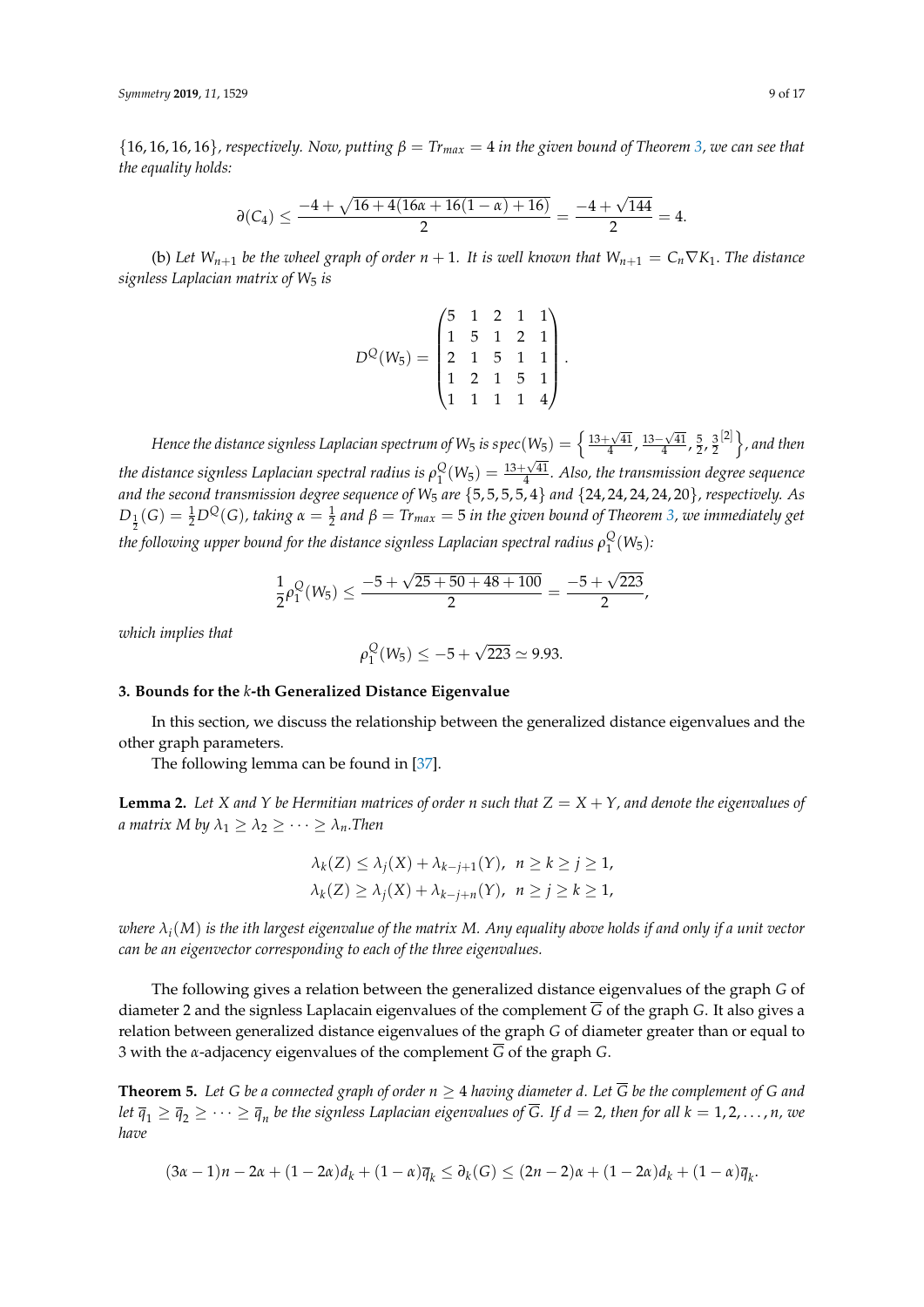$\{16, 16, 16, 16\}$, *respectively. Now, putting* $\beta = Tr_{max} = 4$ *in the given bound of Theorem 3, we can see that the equality holds:*

$$\partial(C_4) \leq \frac{-4 + \sqrt{16 + 4(16\alpha + 16(1-\alpha) + 16)}}{2} = \frac{-4 + \sqrt{144}}{2} = 4.$$

(b) *Let* $W_{n+1}$ *be the wheel graph of order* $n+1$*. It is well known that* $W_{n+1} = C_n \nabla K_1$*. The distance signless Laplacian matrix of* $W_5$ *is*

$$D^Q(W_5) = \begin{pmatrix} 5 & 1 & 2 & 1 & 1 \\ 1 & 5 & 1 & 2 & 1 \\ 2 & 1 & 5 & 1 & 1 \\ 1 & 2 & 1 & 5 & 1 \\ 1 & 1 & 1 & 1 & 4 \end{pmatrix}.$$

*Hence the distance signless Laplacian spectrum of* $W_5$ *is* $spec(W_5) = \left\{ \frac{13+\sqrt{41}}{4}, \frac{13-\sqrt{41}}{4}, \frac{5}{2}, \frac{3}{2}^{[2]} \right\}$*, and then the distance signless Laplacian spectral radius is* $\rho_1^Q(W_5) = \frac{13+\sqrt{41}}{4}$*. Also, the transmission degree sequence and the second transmission degree sequence of* $W_5$ *are* $\{5, 5, 5, 5, 4\}$ *and* $\{24, 24, 24, 24, 20\}$*, respectively. As* $D_{\frac{1}{2}}(G) = \frac{1}{2}D^Q(G)$*, taking* $\alpha = \frac{1}{2}$ *and* $\beta = Tr_{max} = 5$ *in the given bound of Theorem 3, we immediately get the following upper bound for the distance signless Laplacian spectral radius* $\rho_1^Q(W_5)$*:*

$$\frac{1}{2}\rho_1^Q(W_5) \leq \frac{-5 + \sqrt{25 + 50 + 48 + 100}}{2} = \frac{-5 + \sqrt{223}}{2},$$

*which implies that*

$$\rho_1^Q(W_5) \leq -5 + \sqrt{223} \simeq 9.93.$$

### 3. Bounds for the *k*-th Generalized Distance Eigenvalue

In this section, we discuss the relationship between the generalized distance eigenvalues and the other graph parameters.

The following lemma can be found in [37].

**Lemma 2.** *Let X and Y be Hermitian matrices of order n such that* $Z = X + Y$*, and denote the eigenvalues of a matrix M by* $\lambda_1 \geq \lambda_2 \geq \cdots \geq \lambda_n$*.Then*

$$\lambda_k(Z) \leq \lambda_j(X) + \lambda_{k-j+1}(Y), \;\; n \geq k \geq j \geq 1,$$
$$\lambda_k(Z) \geq \lambda_j(X) + \lambda_{k-j+n}(Y), \;\; n \geq j \geq k \geq 1,$$

*where* $\lambda_i(M)$ *is the ith largest eigenvalue of the matrix M. Any equality above holds if and only if a unit vector can be an eigenvector corresponding to each of the three eigenvalues.*

The following gives a relation between the generalized distance eigenvalues of the graph $G$ of diameter 2 and the signless Laplacain eigenvalues of the complement $\overline{G}$ of the graph $G$. It also gives a relation between generalized distance eigenvalues of the graph $G$ of diameter greater than or equal to 3 with the $\alpha$-adjacency eigenvalues of the complement $\overline{G}$ of the graph $G$.

**Theorem 5.** *Let G be a connected graph of order* $n \geq 4$ *having diameter d. Let* $\overline{G}$ *be the complement of G and let* $\overline{q}_1 \geq \overline{q}_2 \geq \cdots \geq \overline{q}_n$ *be the signless Laplacian eigenvalues of* $\overline{G}$*. If* $d = 2$*, then for all* $k = 1, 2, \ldots, n$*, we have*

$$(3\alpha - 1)n - 2\alpha + (1 - 2\alpha)d_k + (1 - \alpha)\overline{q}_k \leq \partial_k(G) \leq (2n - 2)\alpha + (1 - 2\alpha)d_k + (1 - \alpha)\overline{q}_k.$$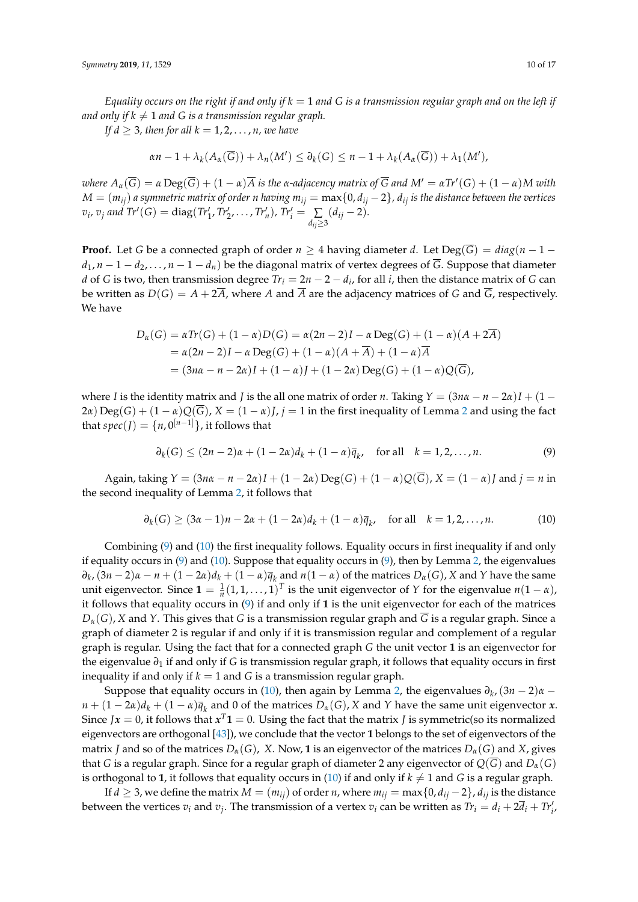*Equality occurs on the right if and only if $k = 1$ and $G$ is a transmission regular graph and on the left if and only if $k \neq 1$ and $G$ is a transmission regular graph.*

*If $d \geq 3$, then for all $k = 1, 2, \dots, n$, we have*

$$\alpha n - 1 + \lambda_k(A_\alpha(\overline{G})) + \lambda_n(M') \leq \partial_k(G) \leq n - 1 + \lambda_k(A_\alpha(\overline{G})) + \lambda_1(M'),$$

*where $A_\alpha(\overline{G}) = \alpha \operatorname{Deg}(\overline{G}) + (1-\alpha)\overline{A}$ is the $\alpha$-adjacency matrix of $\overline{G}$ and $M' = \alpha Tr'(G) + (1-\alpha)M$ with $M = (m_{ij})$ a symmetric matrix of order $n$ having $m_{ij} = \max\{0, d_{ij} - 2\}$, $d_{ij}$ is the distance between the vertices $v_i$, $v_j$ and $Tr'(G) = \operatorname{diag}(Tr'_1, Tr'_2, \dots, Tr'_n)$, $Tr'_i = \sum\limits_{d_{ij} \geq 3} (d_{ij} - 2)$.*

**Proof.** Let $G$ be a connected graph of order $n \geq 4$ having diameter $d$. Let $\operatorname{Deg}(\overline{G}) = diag(n - 1 - d_1, n - 1 - d_2, \dots, n - 1 - d_n)$ be the diagonal matrix of vertex degrees of $\overline{G}$. Suppose that diameter $d$ of $G$ is two, then transmission degree $Tr_i = 2n - 2 - d_i$, for all $i$, then the distance matrix of $G$ can be written as $D(G) = A + 2\overline{A}$, where $A$ and $\overline{A}$ are the adjacency matrices of $G$ and $\overline{G}$, respectively. We have

$$\begin{aligned}
D_\alpha(G) &= \alpha Tr(G) + (1-\alpha)D(G) = \alpha(2n-2)I - \alpha \operatorname{Deg}(G) + (1-\alpha)(A + 2\overline{A}) \\
&= \alpha(2n-2)I - \alpha \operatorname{Deg}(G) + (1-\alpha)(A + \overline{A}) + (1-\alpha)\overline{A} \\
&= (3n\alpha - n - 2\alpha)I + (1-\alpha)J + (1-2\alpha)\operatorname{Deg}(G) + (1-\alpha)Q(\overline{G}),
\end{aligned}$$

where $I$ is the identity matrix and $J$ is the all one matrix of order $n$. Taking $Y = (3n\alpha - n - 2\alpha)I + (1 - 2\alpha)\operatorname{Deg}(G) + (1-\alpha)Q(\overline{G})$, $X = (1-\alpha)J$, $j = 1$ in the first inequality of Lemma 2 and using the fact that $spec(J) = \{n, 0^{[n-1]}\}$, it follows that

$$\partial_k(G) \leq (2n-2)\alpha + (1-2\alpha)d_k + (1-\alpha)\overline{q}_k, \quad \text{for all} \quad k = 1, 2, \dots, n. \tag{9}$$

Again, taking $Y = (3n\alpha - n - 2\alpha)I + (1-2\alpha)\operatorname{Deg}(G) + (1-\alpha)Q(\overline{G})$, $X = (1-\alpha)J$ and $j = n$ in the second inequality of Lemma 2, it follows that

$$\partial_k(G) \geq (3\alpha - 1)n - 2\alpha + (1-2\alpha)d_k + (1-\alpha)\overline{q}_k, \quad \text{for all} \quad k = 1, 2, \dots, n. \tag{10}$$

Combining (9) and (10) the first inequality follows. Equality occurs in first inequality if and only if equality occurs in (9) and (10). Suppose that equality occurs in (9), then by Lemma 2, the eigenvalues $\partial_k$, $(3n-2)\alpha - n + (1-2\alpha)d_k + (1-\alpha)\overline{q}_k$ and $n(1-\alpha)$ of the matrices $D_\alpha(G)$, $X$ and $Y$ have the same unit eigenvector. Since $\mathbf{1} = \frac{1}{n}(1, 1, \dots, 1)^T$ is the unit eigenvector of $Y$ for the eigenvalue $n(1-\alpha)$, it follows that equality occurs in (9) if and only if $\mathbf{1}$ is the unit eigenvector for each of the matrices $D_\alpha(G)$, $X$ and $Y$. This gives that $G$ is a transmission regular graph and $\overline{G}$ is a regular graph. Since a graph of diameter 2 is regular if and only if it is transmission regular and complement of a regular graph is regular. Using the fact that for a connected graph $G$ the unit vector $\mathbf{1}$ is an eigenvector for the eigenvalue $\partial_1$ if and only if $G$ is transmission regular graph, it follows that equality occurs in first inequality if and only if $k = 1$ and $G$ is a transmission regular graph.

Suppose that equality occurs in (10), then again by Lemma 2, the eigenvalues $\partial_k$, $(3n-2)\alpha - n + (1-2\alpha)d_k + (1-\alpha)\overline{q}_k$ and 0 of the matrices $D_\alpha(G)$, $X$ and $Y$ have the same unit eigenvector $\boldsymbol{x}$. Since $J\boldsymbol{x} = 0$, it follows that $\boldsymbol{x}^T\mathbf{1} = 0$. Using the fact that the matrix $J$ is symmetric(so its normalized eigenvectors are orthogonal [43]), we conclude that the vector $\mathbf{1}$ belongs to the set of eigenvectors of the matrix $J$ and so of the matrices $D_\alpha(G)$, $X$. Now, $\mathbf{1}$ is an eigenvector of the matrices $D_\alpha(G)$ and $X$, gives that $G$ is a regular graph. Since for a regular graph of diameter 2 any eigenvector of $Q(\overline{G})$ and $D_\alpha(G)$ is orthogonal to $\mathbf{1}$, it follows that equality occurs in (10) if and only if $k \neq 1$ and $G$ is a regular graph.

If $d \geq 3$, we define the matrix $M = (m_{ij})$ of order $n$, where $m_{ij} = \max\{0, d_{ij} - 2\}$, $d_{ij}$ is the distance between the vertices $v_i$ and $v_j$. The transmission of a vertex $v_i$ can be written as $Tr_i = d_i + 2\overline{d}_i + Tr'_i$,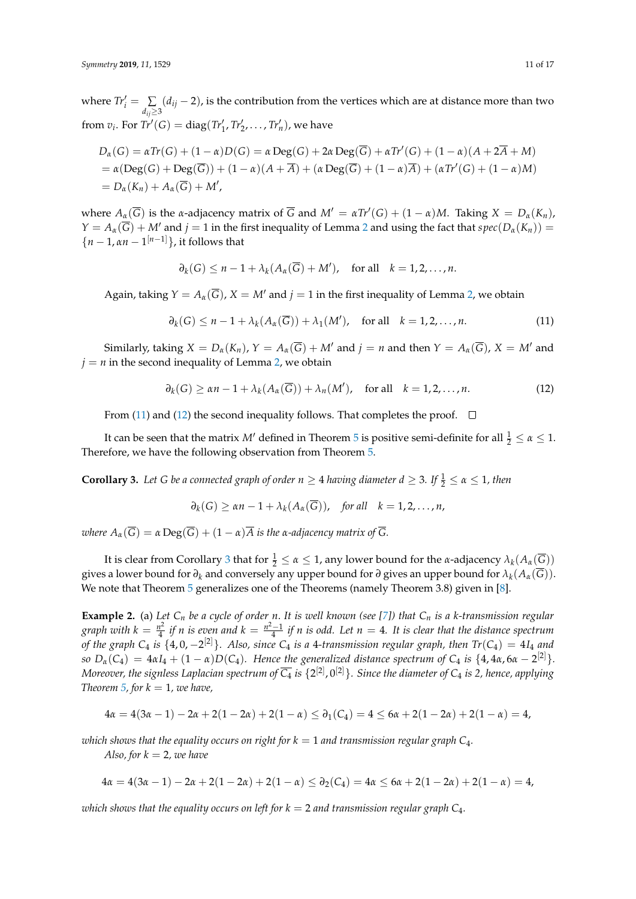where $Tr'_i = \sum_{d_{ij} \geq 3} (d_{ij} - 2)$, is the contribution from the vertices which are at distance more than two from $v_i$. For $Tr'(G) = \text{diag}(Tr'_1, Tr'_2, \ldots, Tr'_n)$, we have

$$
\begin{aligned}
D_\alpha(G) &= \alpha Tr(G) + (1-\alpha)D(G) = \alpha \operatorname{Deg}(G) + 2\alpha \operatorname{Deg}(\overline{G}) + \alpha Tr'(G) + (1-\alpha)(A + 2\overline{A} + M) \\
&= \alpha(\operatorname{Deg}(G) + \operatorname{Deg}(\overline{G})) + (1-\alpha)(A + \overline{A}) + (\alpha \operatorname{Deg}(\overline{G}) + (1-\alpha)\overline{A}) + (\alpha Tr'(G) + (1-\alpha)M) \\
&= D_\alpha(K_n) + A_\alpha(\overline{G}) + M',
\end{aligned}
$$

where $A_\alpha(\overline{G})$ is the $\alpha$-adjacency matrix of $\overline{G}$ and $M' = \alpha Tr'(G) + (1-\alpha)M$. Taking $X = D_\alpha(K_n)$, $Y = A_\alpha(\overline{G}) + M'$ and $j = 1$ in the first inequality of Lemma 2 and using the fact that $spec(D_\alpha(K_n)) = \{n-1, \alpha n - 1^{[n-1]}\}$, it follows that

$$
\partial_k(G) \leq n - 1 + \lambda_k(A_\alpha(\overline{G}) + M'), \quad \text{for all} \quad k = 1, 2, \ldots, n.
$$

Again, taking $Y = A_\alpha(\overline{G})$, $X = M'$ and $j = 1$ in the first inequality of Lemma 2, we obtain

$$
\partial_k(G) \leq n - 1 + \lambda_k(A_\alpha(\overline{G})) + \lambda_1(M'), \quad \text{for all} \quad k = 1, 2, \ldots, n. \tag{11}
$$

Similarly, taking $X = D_\alpha(K_n)$, $Y = A_\alpha(\overline{G}) + M'$ and $j = n$ and then $Y = A_\alpha(\overline{G})$, $X = M'$ and $j = n$ in the second inequality of Lemma 2, we obtain

$$
\partial_k(G) \geq \alpha n - 1 + \lambda_k(A_\alpha(\overline{G})) + \lambda_n(M'), \quad \text{for all} \quad k = 1, 2, \ldots, n. \tag{12}
$$

From (11) and (12) the second inequality follows. That completes the proof. □

It can be seen that the matrix $M'$ defined in Theorem 5 is positive semi-definite for all $\frac{1}{2} \leq \alpha \leq 1$. Therefore, we have the following observation from Theorem 5.

**Corollary 3.** *Let $G$ be a connected graph of order $n \geq 4$ having diameter $d \geq 3$. If $\frac{1}{2} \leq \alpha \leq 1$, then*

$$
\partial_k(G) \geq \alpha n - 1 + \lambda_k(A_\alpha(\overline{G})), \quad \textit{for all} \quad k = 1, 2, \ldots, n,
$$

*where $A_\alpha(\overline{G}) = \alpha \operatorname{Deg}(\overline{G}) + (1-\alpha)\overline{A}$ is the $\alpha$-adjacency matrix of $\overline{G}$.*

It is clear from Corollary 3 that for $\frac{1}{2} \leq \alpha \leq 1$, any lower bound for the $\alpha$-adjacency $\lambda_k(A_\alpha(\overline{G}))$ gives a lower bound for $\partial_k$ and conversely any upper bound for $\partial$ gives an upper bound for $\lambda_k(A_\alpha(\overline{G}))$. We note that Theorem 5 generalizes one of the Theorems (namely Theorem 3.8) given in [8].

**Example 2.** (a) *Let $C_n$ be a cycle of order $n$. It is well known (see [7]) that $C_n$ is a $k$-transmission regular graph with $k = \frac{n^2}{4}$ if $n$ is even and $k = \frac{n^2-1}{4}$ if $n$ is odd. Let $n = 4$. It is clear that the distance spectrum of the graph $C_4$ is $\{4, 0, -2^{[2]}\}$. Also, since $C_4$ is a 4-transmission regular graph, then $Tr(C_4) = 4I_4$ and so $D_\alpha(C_4) = 4\alpha I_4 + (1-\alpha)D(C_4)$. Hence the generalized distance spectrum of $C_4$ is $\{4, 4\alpha, 6\alpha - 2^{[2]}\}$. Moreover, the signless Laplacian spectrum of $\overline{C_4}$ is $\{2^{[2]}, 0^{[2]}\}$. Since the diameter of $C_4$ is 2, hence, applying Theorem 5, for $k = 1$, we have,*

$$
4\alpha = 4(3\alpha - 1) - 2\alpha + 2(1 - 2\alpha) + 2(1-\alpha) \leq \partial_1(C_4) = 4 \leq 6\alpha + 2(1 - 2\alpha) + 2(1-\alpha) = 4,
$$

*which shows that the equality occurs on right for $k = 1$ and transmission regular graph $C_4$.*

*Also, for $k = 2$, we have*

$$
4\alpha = 4(3\alpha - 1) - 2\alpha + 2(1 - 2\alpha) + 2(1-\alpha) \leq \partial_2(C_4) = 4\alpha \leq 6\alpha + 2(1 - 2\alpha) + 2(1-\alpha) = 4,
$$

*which shows that the equality occurs on left for $k = 2$ and transmission regular graph $C_4$.*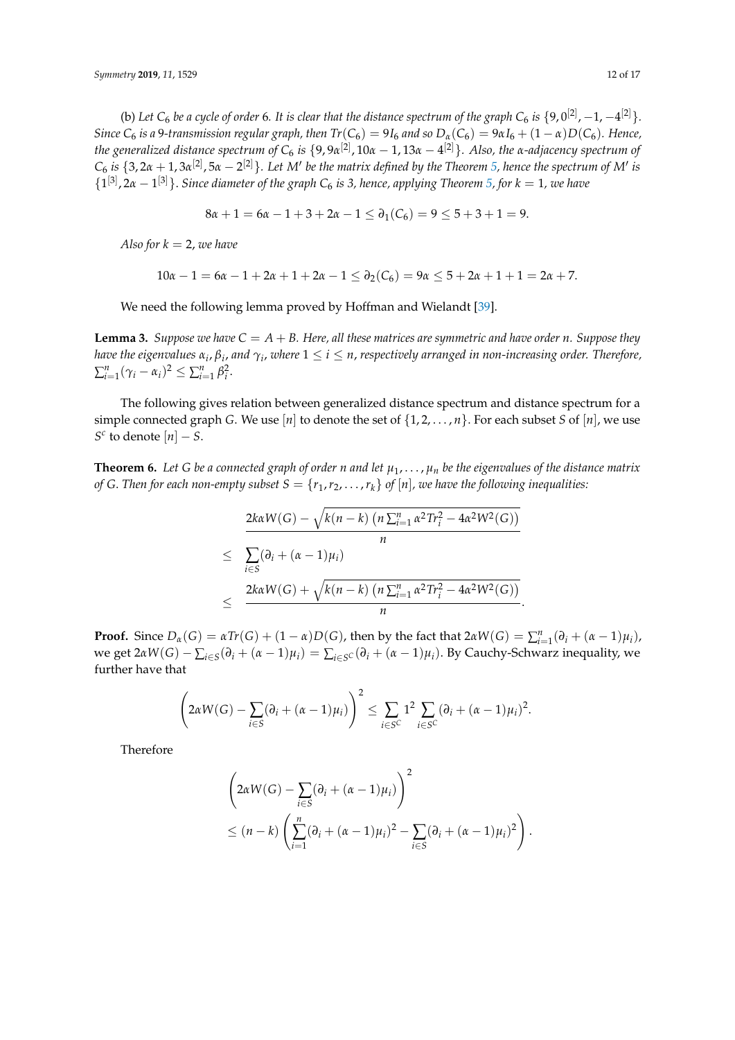(b) *Let $C_6$ be a cycle of order 6. It is clear that the distance spectrum of the graph $C_6$ is $\{9, 0^{[2]}, -1, -4^{[2]}\}$. Since $C_6$ is a 9-transmission regular graph, then $Tr(C_6) = 9I_6$ and so $D_\alpha(C_6) = 9\alpha I_6 + (1-\alpha)D(C_6)$. Hence, the generalized distance spectrum of $C_6$ is $\{9, 9\alpha^{[2]}, 10\alpha - 1, 13\alpha - 4^{[2]}\}$. Also, the $\alpha$-adjacency spectrum of $C_6$ is $\{3, 2\alpha + 1, 3\alpha^{[2]}, 5\alpha - 2^{[2]}\}$. Let $M'$ be the matrix defined by the Theorem 5, hence the spectrum of $M'$ is $\{1^{[3]}, 2\alpha - 1^{[3]}\}$. Since diameter of the graph $C_6$ is 3, hence, applying Theorem 5, for $k = 1$, we have*

$$8\alpha + 1 = 6\alpha - 1 + 3 + 2\alpha - 1 \leq \partial_1(C_6) = 9 \leq 5 + 3 + 1 = 9.$$

*Also for $k = 2$, we have*

$$10\alpha - 1 = 6\alpha - 1 + 2\alpha + 1 + 2\alpha - 1 \leq \partial_2(C_6) = 9\alpha \leq 5 + 2\alpha + 1 + 1 = 2\alpha + 7.$$

We need the following lemma proved by Hoffman and Wielandt [39].

**Lemma 3.** *Suppose we have $C = A + B$. Here, all these matrices are symmetric and have order $n$. Suppose they have the eigenvalues $\alpha_i$, $\beta_i$, and $\gamma_i$, where $1 \leq i \leq n$, respectively arranged in non-increasing order. Therefore, $\sum_{i=1}^{n}(\gamma_i - \alpha_i)^2 \leq \sum_{i=1}^{n}\beta_i^2$.*

The following gives relation between generalized distance spectrum and distance spectrum for a simple connected graph $G$. We use $[n]$ to denote the set of $\{1, 2, \ldots, n\}$. For each subset $S$ of $[n]$, we use $S^c$ to denote $[n] - S$.

**Theorem 6.** *Let $G$ be a connected graph of order $n$ and let $\mu_1, \ldots, \mu_n$ be the eigenvalues of the distance matrix of $G$. Then for each non-empty subset $S = \{r_1, r_2, \ldots, r_k\}$ of $[n]$, we have the following inequalities:*

$$\begin{aligned}
& \frac{2k\alpha W(G) - \sqrt{k(n-k)\left(n\sum_{i=1}^{n}\alpha^2 Tr_i^2 - 4\alpha^2 W^2(G)\right)}}{n} \\
\leq\ & \sum_{i\in S}(\partial_i + (\alpha - 1)\mu_i) \\
\leq\ & \frac{2k\alpha W(G) + \sqrt{k(n-k)\left(n\sum_{i=1}^{n}\alpha^2 Tr_i^2 - 4\alpha^2 W^2(G)\right)}}{n}.
\end{aligned}$$

**Proof.** Since $D_\alpha(G) = \alpha Tr(G) + (1-\alpha)D(G)$, then by the fact that $2\alpha W(G) = \sum_{i=1}^{n}(\partial_i + (\alpha-1)\mu_i)$, we get $2\alpha W(G) - \sum_{i\in S}(\partial_i + (\alpha-1)\mu_i) = \sum_{i\in S^C}(\partial_i + (\alpha-1)\mu_i)$. By Cauchy-Schwarz inequality, we further have that

$$\left(2\alpha W(G) - \sum_{i\in S}(\partial_i + (\alpha-1)\mu_i)\right)^2 \leq \sum_{i\in S^C} 1^2 \sum_{i\in S^C}(\partial_i + (\alpha-1)\mu_i)^2.$$

Therefore

$$\begin{aligned}
& \left(2\alpha W(G) - \sum_{i\in S}(\partial_i + (\alpha-1)\mu_i)\right)^2 \\
& \leq (n-k)\left(\sum_{i=1}^{n}(\partial_i + (\alpha-1)\mu_i)^2 - \sum_{i\in S}(\partial_i + (\alpha-1)\mu_i)^2\right).
\end{aligned}$$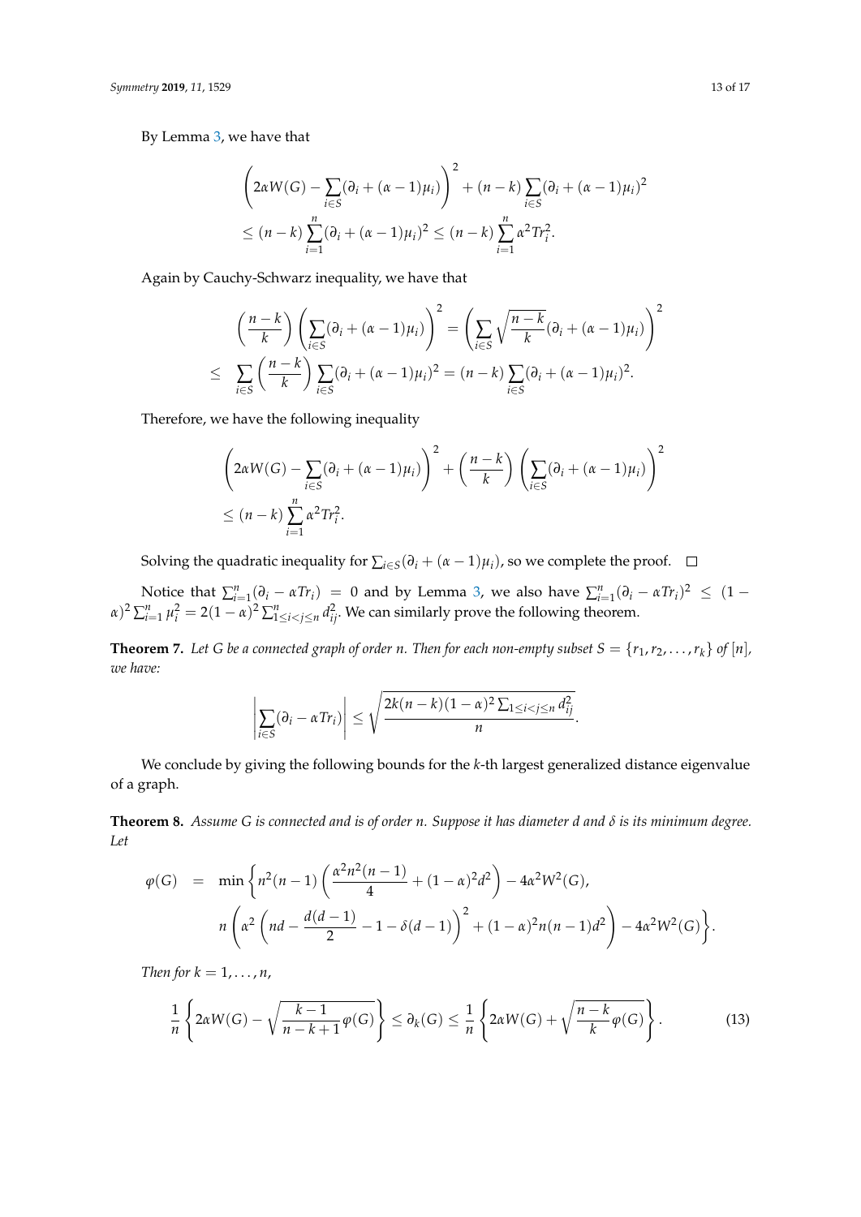By Lemma 3, we have that

$$
\begin{aligned}
&\left(2\alpha W(G) - \sum_{i\in S}(\partial_i + (\alpha-1)\mu_i)\right)^2 + (n-k)\sum_{i\in S}(\partial_i + (\alpha-1)\mu_i)^2 \\
&\leq (n-k)\sum_{i=1}^{n}(\partial_i + (\alpha-1)\mu_i)^2 \leq (n-k)\sum_{i=1}^{n}\alpha^2 Tr_i^2.
\end{aligned}
$$

Again by Cauchy-Schwarz inequality, we have that

$$
\begin{aligned}
&\left(\frac{n-k}{k}\right)\left(\sum_{i\in S}(\partial_i + (\alpha-1)\mu_i)\right)^2 = \left(\sum_{i\in S}\sqrt{\frac{n-k}{k}}(\partial_i + (\alpha-1)\mu_i)\right)^2 \\
\leq\ &\sum_{i\in S}\left(\frac{n-k}{k}\right)\sum_{i\in S}(\partial_i + (\alpha-1)\mu_i)^2 = (n-k)\sum_{i\in S}(\partial_i + (\alpha-1)\mu_i)^2.
\end{aligned}
$$

Therefore, we have the following inequality

$$
\begin{aligned}
&\left(2\alpha W(G) - \sum_{i\in S}(\partial_i + (\alpha-1)\mu_i)\right)^2 + \left(\frac{n-k}{k}\right)\left(\sum_{i\in S}(\partial_i + (\alpha-1)\mu_i)\right)^2 \\
&\leq (n-k)\sum_{i=1}^{n}\alpha^2 Tr_i^2.
\end{aligned}
$$

Solving the quadratic inequality for $\sum_{i\in S}(\partial_i + (\alpha-1)\mu_i)$, so we complete the proof. $\square$

Notice that $\sum_{i=1}^{n}(\partial_i - \alpha Tr_i) = 0$ and by Lemma 3, we also have $\sum_{i=1}^{n}(\partial_i - \alpha Tr_i)^2 \leq (1-\alpha)^2\sum_{i=1}^{n}\mu_i^2 = 2(1-\alpha)^2\sum_{1\leq i<j\leq n}^{n} d_{ij}^2$. We can similarly prove the following theorem.

**Theorem 7.** *Let G be a connected graph of order n. Then for each non-empty subset $S = \{r_1, r_2, \ldots, r_k\}$ of $[n]$, we have:*

$$
\left|\sum_{i\in S}(\partial_i - \alpha Tr_i)\right| \leq \sqrt{\frac{2k(n-k)(1-\alpha)^2\sum_{1\leq i<j\leq n} d_{ij}^2}{n}}.
$$

We conclude by giving the following bounds for the $k$-th largest generalized distance eigenvalue of a graph.

**Theorem 8.** *Assume G is connected and is of order n. Suppose it has diameter d and $\delta$ is its minimum degree. Let*

$$
\begin{aligned}
\varphi(G) &= \min\left\{n^2(n-1)\left(\frac{\alpha^2 n^2(n-1)}{4} + (1-\alpha)^2 d^2\right) - 4\alpha^2 W^2(G),\right. \\
&\quad \left. n\left(\alpha^2\left(nd - \frac{d(d-1)}{2} - 1 - \delta(d-1)\right)^2 + (1-\alpha)^2 n(n-1)d^2\right) - 4\alpha^2 W^2(G)\right\}.
\end{aligned}
$$

*Then for $k = 1, \ldots, n$,*

$$
\frac{1}{n}\left\{2\alpha W(G) - \sqrt{\frac{k-1}{n-k+1}\varphi(G)}\right\} \leq \partial_k(G) \leq \frac{1}{n}\left\{2\alpha W(G) + \sqrt{\frac{n-k}{k}\varphi(G)}\right\}. \tag{13}
$$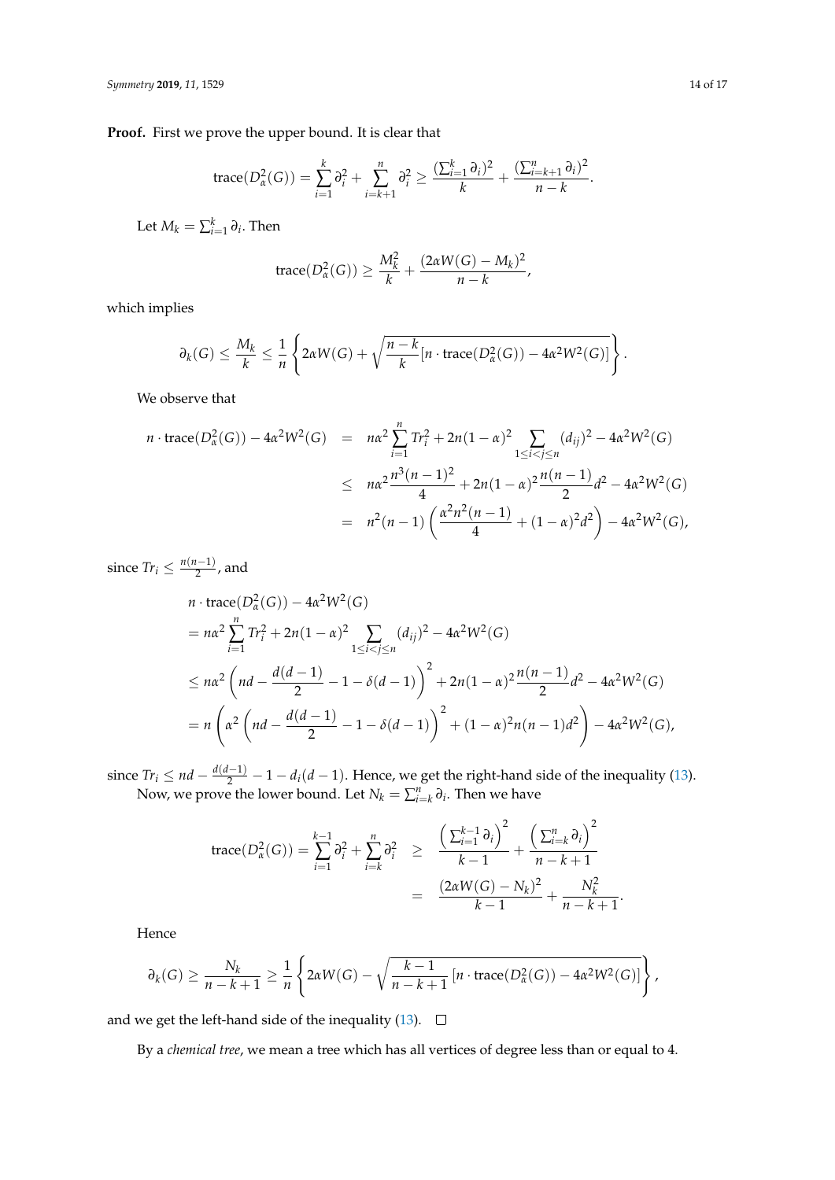**Proof.** First we prove the upper bound. It is clear that

$$\text{trace}(D_\alpha^2(G)) = \sum_{i=1}^{k} \partial_i^2 + \sum_{i=k+1}^{n} \partial_i^2 \geq \frac{(\sum_{i=1}^{k} \partial_i)^2}{k} + \frac{(\sum_{i=k+1}^{n} \partial_i)^2}{n-k}.$$

Let $M_k = \sum_{i=1}^{k} \partial_i$. Then

$$\text{trace}(D_\alpha^2(G)) \geq \frac{M_k^2}{k} + \frac{(2\alpha W(G) - M_k)^2}{n-k},$$

which implies

$$\partial_k(G) \leq \frac{M_k}{k} \leq \frac{1}{n}\left\{2\alpha W(G) + \sqrt{\frac{n-k}{k}[n \cdot \text{trace}(D_\alpha^2(G)) - 4\alpha^2 W^2(G)]}\right\}.$$

We observe that

$$\begin{aligned}
n \cdot \text{trace}(D_\alpha^2(G)) - 4\alpha^2 W^2(G) &= n\alpha^2 \sum_{i=1}^{n} Tr_i^2 + 2n(1-\alpha)^2 \sum_{1 \leq i < j \leq n} (d_{ij})^2 - 4\alpha^2 W^2(G) \\
&\leq n\alpha^2 \frac{n^3(n-1)^2}{4} + 2n(1-\alpha)^2 \frac{n(n-1)}{2} d^2 - 4\alpha^2 W^2(G) \\
&= n^2(n-1)\left(\frac{\alpha^2 n^2(n-1)}{4} + (1-\alpha)^2 d^2\right) - 4\alpha^2 W^2(G),
\end{aligned}$$

since $Tr_i \leq \frac{n(n-1)}{2}$, and

$$\begin{aligned}
&n \cdot \text{trace}(D_\alpha^2(G)) - 4\alpha^2 W^2(G) \\
&= n\alpha^2 \sum_{i=1}^{n} Tr_i^2 + 2n(1-\alpha)^2 \sum_{1 \leq i < j \leq n} (d_{ij})^2 - 4\alpha^2 W^2(G) \\
&\leq n\alpha^2 \left(nd - \frac{d(d-1)}{2} - 1 - \delta(d-1)\right)^2 + 2n(1-\alpha)^2 \frac{n(n-1)}{2} d^2 - 4\alpha^2 W^2(G) \\
&= n\left(\alpha^2 \left(nd - \frac{d(d-1)}{2} - 1 - \delta(d-1)\right)^2 + (1-\alpha)^2 n(n-1) d^2\right) - 4\alpha^2 W^2(G),
\end{aligned}$$

since $Tr_i \leq nd - \frac{d(d-1)}{2} - 1 - d_i(d-1)$. Hence, we get the right-hand side of the inequality (13).

Now, we prove the lower bound. Let $N_k = \sum_{i=k}^{n} \partial_i$. Then we have

$$\begin{aligned}
\text{trace}(D_\alpha^2(G)) = \sum_{i=1}^{k-1} \partial_i^2 + \sum_{i=k}^{n} \partial_i^2 &\geq \frac{\left(\sum_{i=1}^{k-1} \partial_i\right)^2}{k-1} + \frac{\left(\sum_{i=k}^{n} \partial_i\right)^2}{n-k+1} \\
&= \frac{(2\alpha W(G) - N_k)^2}{k-1} + \frac{N_k^2}{n-k+1}.
\end{aligned}$$

Hence

$$\partial_k(G) \geq \frac{N_k}{n-k+1} \geq \frac{1}{n}\left\{2\alpha W(G) - \sqrt{\frac{k-1}{n-k+1}\left[n \cdot \text{trace}(D_\alpha^2(G)) - 4\alpha^2 W^2(G)\right]}\right\},$$

and we get the left-hand side of the inequality (13). □

By a *chemical tree*, we mean a tree which has all vertices of degree less than or equal to 4.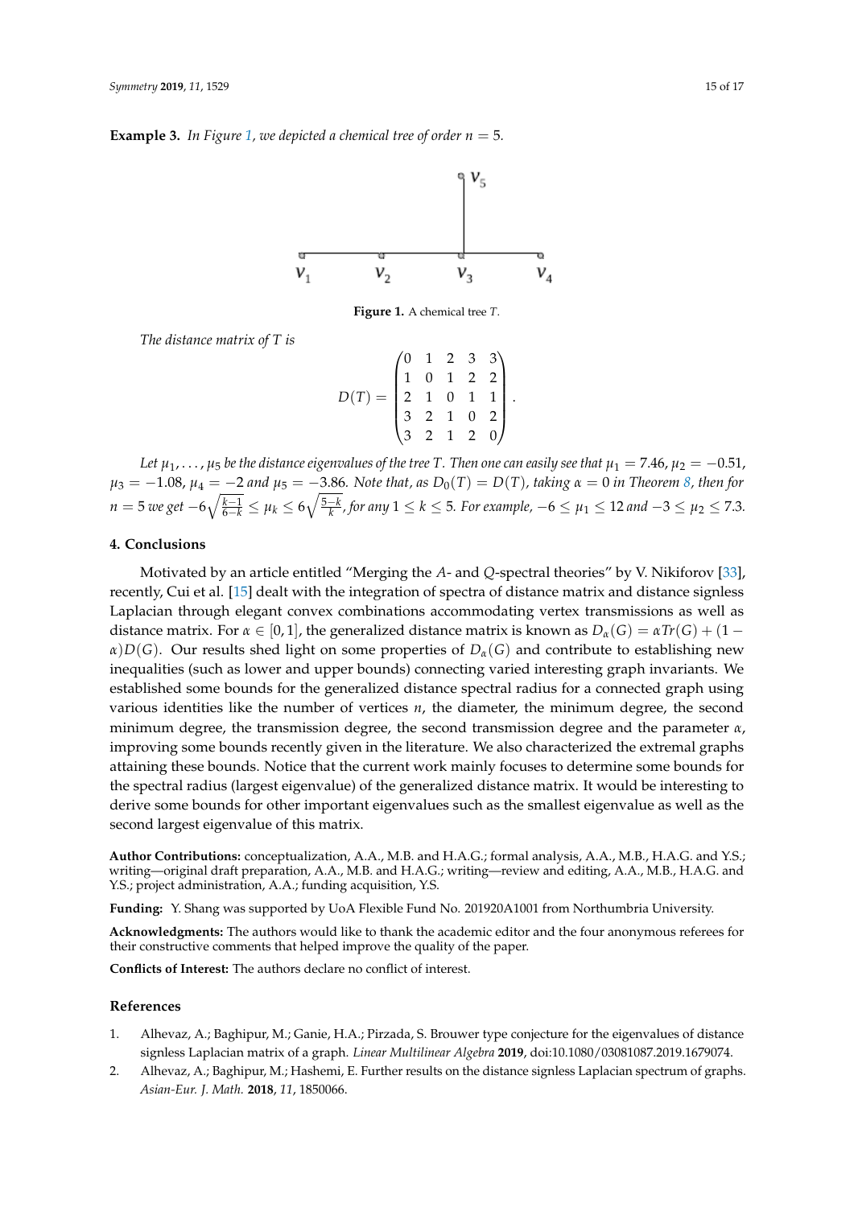**Example 3.** *In Figure 1, we depicted a chemical tree of order $n = 5$.*

**Figure 1.** A chemical tree $T$.

*The distance matrix of $T$ is*

$$D(T) = \begin{pmatrix} 0 & 1 & 2 & 3 & 3 \\ 1 & 0 & 1 & 2 & 2 \\ 2 & 1 & 0 & 1 & 1 \\ 3 & 2 & 1 & 0 & 2 \\ 3 & 2 & 1 & 2 & 0 \end{pmatrix}.$$

*Let $\mu_1, \ldots, \mu_5$ be the distance eigenvalues of the tree $T$. Then one can easily see that $\mu_1 = 7.46$, $\mu_2 = -0.51$, $\mu_3 = -1.08$, $\mu_4 = -2$ and $\mu_5 = -3.86$. Note that, as $D_0(T) = D(T)$, taking $\alpha = 0$ in Theorem 8, then for $n = 5$ we get $-6\sqrt{\frac{k-1}{6-k}} \leq \mu_k \leq 6\sqrt{\frac{5-k}{k}}$, for any $1 \leq k \leq 5$. For example, $-6 \leq \mu_1 \leq 12$ and $-3 \leq \mu_2 \leq 7.3$.*

## 4. Conclusions

Motivated by an article entitled "Merging the $A$- and $Q$-spectral theories" by V. Nikiforov [33], recently, Cui et al. [15] dealt with the integration of spectra of distance matrix and distance signless Laplacian through elegant convex combinations accommodating vertex transmissions as well as distance matrix. For $\alpha \in [0, 1]$, the generalized distance matrix is known as $D_\alpha(G) = \alpha Tr(G) + (1 - \alpha)D(G)$. Our results shed light on some properties of $D_\alpha(G)$ and contribute to establishing new inequalities (such as lower and upper bounds) connecting varied interesting graph invariants. We established some bounds for the generalized distance spectral radius for a connected graph using various identities like the number of vertices $n$, the diameter, the minimum degree, the second minimum degree, the transmission degree, the second transmission degree and the parameter $\alpha$, improving some bounds recently given in the literature. We also characterized the extremal graphs attaining these bounds. Notice that the current work mainly focuses to determine some bounds for the spectral radius (largest eigenvalue) of the generalized distance matrix. It would be interesting to derive some bounds for other important eigenvalues such as the smallest eigenvalue as well as the second largest eigenvalue of this matrix.

**Author Contributions:** conceptualization, A.A., M.B. and H.A.G.; formal analysis, A.A., M.B., H.A.G. and Y.S.; writing—original draft preparation, A.A., M.B. and H.A.G.; writing—review and editing, A.A., M.B., H.A.G. and Y.S.; project administration, A.A.; funding acquisition, Y.S.

**Funding:** Y. Shang was supported by UoA Flexible Fund No. 201920A1001 from Northumbria University.

**Acknowledgments:** The authors would like to thank the academic editor and the four anonymous referees for their constructive comments that helped improve the quality of the paper.

**Conflicts of Interest:** The authors declare no conflict of interest.

## References

1. Alhevaz, A.; Baghipur, M.; Ganie, H.A.; Pirzada, S. Brouwer type conjecture for the eigenvalues of distance signless Laplacian matrix of a graph. *Linear Multilinear Algebra* **2019**, doi:10.1080/03081087.2019.1679074.
2. Alhevaz, A.; Baghipur, M.; Hashemi, E. Further results on the distance signless Laplacian spectrum of graphs. *Asian-Eur. J. Math.* **2018**, *11*, 1850066.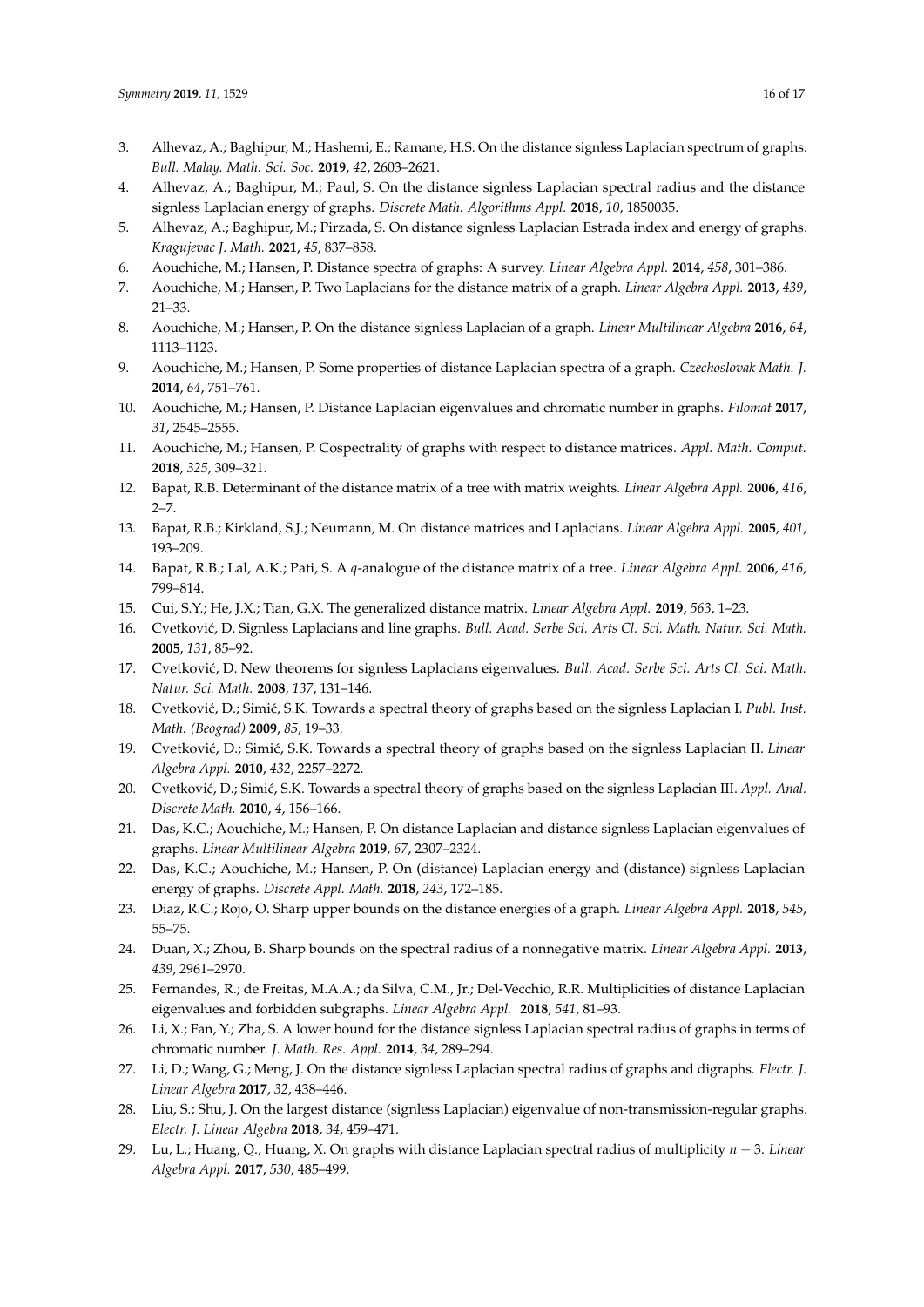3. Alhevaz, A.; Baghipur, M.; Hashemi, E.; Ramane, H.S. On the distance signless Laplacian spectrum of graphs. *Bull. Malay. Math. Sci. Soc.* **2019**, *42*, 2603–2621.
4. Alhevaz, A.; Baghipur, M.; Paul, S. On the distance signless Laplacian spectral radius and the distance signless Laplacian energy of graphs. *Discrete Math. Algorithms Appl.* **2018**, *10*, 1850035.
5. Alhevaz, A.; Baghipur, M.; Pirzada, S. On distance signless Laplacian Estrada index and energy of graphs. *Kragujevac J. Math.* **2021**, *45*, 837–858.
6. Aouchiche, M.; Hansen, P. Distance spectra of graphs: A survey. *Linear Algebra Appl.* **2014**, *458*, 301–386.
7. Aouchiche, M.; Hansen, P. Two Laplacians for the distance matrix of a graph. *Linear Algebra Appl.* **2013**, *439*, 21–33.
8. Aouchiche, M.; Hansen, P. On the distance signless Laplacian of a graph. *Linear Multilinear Algebra* **2016**, *64*, 1113–1123.
9. Aouchiche, M.; Hansen, P. Some properties of distance Laplacian spectra of a graph. *Czechoslovak Math. J.* **2014**, *64*, 751–761.
10. Aouchiche, M.; Hansen, P. Distance Laplacian eigenvalues and chromatic number in graphs. *Filomat* **2017**, *31*, 2545–2555.
11. Aouchiche, M.; Hansen, P. Cospectrality of graphs with respect to distance matrices. *Appl. Math. Comput.* **2018**, *325*, 309–321.
12. Bapat, R.B. Determinant of the distance matrix of a tree with matrix weights. *Linear Algebra Appl.* **2006**, *416*, 2–7.
13. Bapat, R.B.; Kirkland, S.J.; Neumann, M. On distance matrices and Laplacians. *Linear Algebra Appl.* **2005**, *401*, 193–209.
14. Bapat, R.B.; Lal, A.K.; Pati, S. A $q$-analogue of the distance matrix of a tree. *Linear Algebra Appl.* **2006**, *416*, 799–814.
15. Cui, S.Y.; He, J.X.; Tian, G.X. The generalized distance matrix. *Linear Algebra Appl.* **2019**, *563*, 1–23.
16. Cvetković, D. Signless Laplacians and line graphs. *Bull. Acad. Serbe Sci. Arts Cl. Sci. Math. Natur. Sci. Math.* **2005**, *131*, 85–92.
17. Cvetković, D. New theorems for signless Laplacians eigenvalues. *Bull. Acad. Serbe Sci. Arts Cl. Sci. Math. Natur. Sci. Math.* **2008**, *137*, 131–146.
18. Cvetković, D.; Simić, S.K. Towards a spectral theory of graphs based on the signless Laplacian I. *Publ. Inst. Math. (Beograd)* **2009**, *85*, 19–33.
19. Cvetković, D.; Simić, S.K. Towards a spectral theory of graphs based on the signless Laplacian II. *Linear Algebra Appl.* **2010**, *432*, 2257–2272.
20. Cvetković, D.; Simić, S.K. Towards a spectral theory of graphs based on the signless Laplacian III. *Appl. Anal. Discrete Math.* **2010**, *4*, 156–166.
21. Das, K.C.; Aouchiche, M.; Hansen, P. On distance Laplacian and distance signless Laplacian eigenvalues of graphs. *Linear Multilinear Algebra* **2019**, *67*, 2307–2324.
22. Das, K.C.; Aouchiche, M.; Hansen, P. On (distance) Laplacian energy and (distance) signless Laplacian energy of graphs. *Discrete Appl. Math.* **2018**, *243*, 172–185.
23. Diaz, R.C.; Rojo, O. Sharp upper bounds on the distance energies of a graph. *Linear Algebra Appl.* **2018**, *545*, 55–75.
24. Duan, X.; Zhou, B. Sharp bounds on the spectral radius of a nonnegative matrix. *Linear Algebra Appl.* **2013**, *439*, 2961–2970.
25. Fernandes, R.; de Freitas, M.A.A.; da Silva, C.M., Jr.; Del-Vecchio, R.R. Multiplicities of distance Laplacian eigenvalues and forbidden subgraphs. *Linear Algebra Appl.* **2018**, *541*, 81–93.
26. Li, X.; Fan, Y.; Zha, S. A lower bound for the distance signless Laplacian spectral radius of graphs in terms of chromatic number. *J. Math. Res. Appl.* **2014**, *34*, 289–294.
27. Li, D.; Wang, G.; Meng, J. On the distance signless Laplacian spectral radius of graphs and digraphs. *Electr. J. Linear Algebra* **2017**, *32*, 438–446.
28. Liu, S.; Shu, J. On the largest distance (signless Laplacian) eigenvalue of non-transmission-regular graphs. *Electr. J. Linear Algebra* **2018**, *34*, 459–471.
29. Lu, L.; Huang, Q.; Huang, X. On graphs with distance Laplacian spectral radius of multiplicity $n-3$. *Linear Algebra Appl.* **2017**, *530*, 485–499.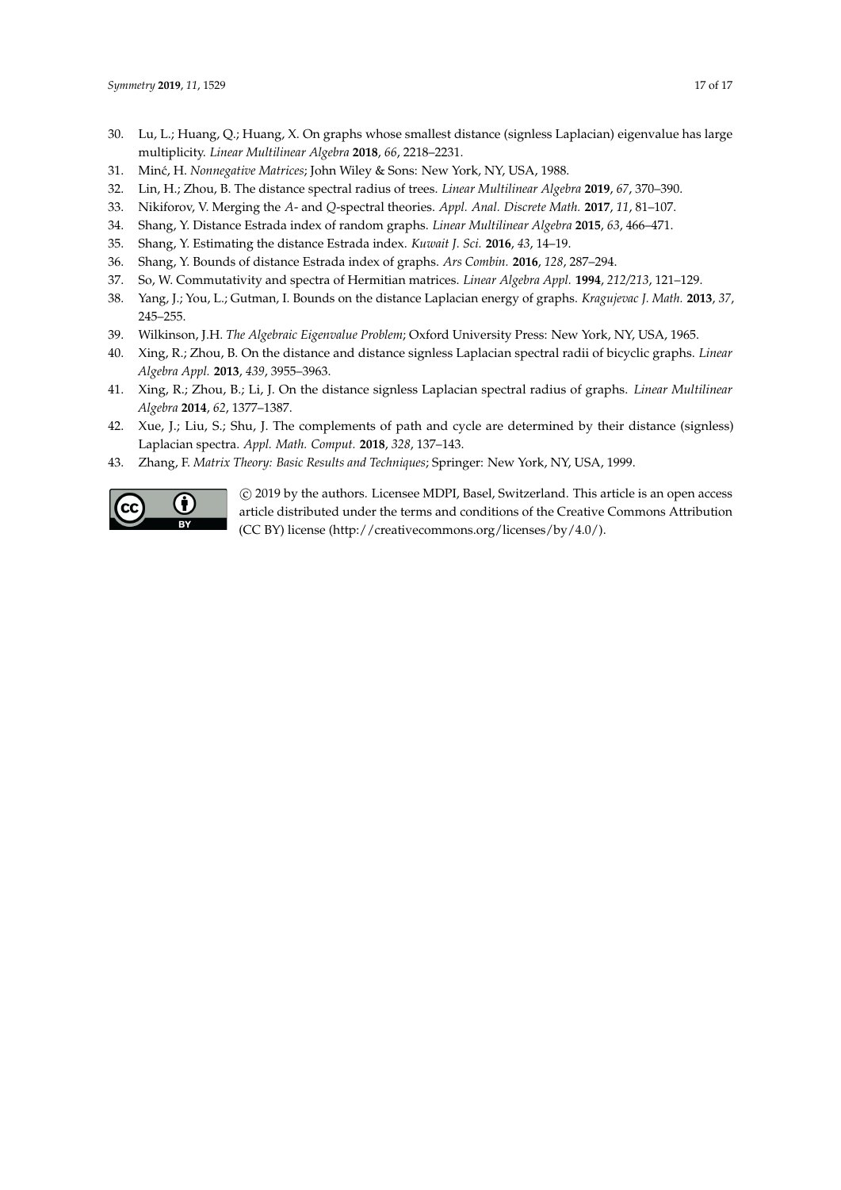30. Lu, L.; Huang, Q.; Huang, X. On graphs whose smallest distance (signless Laplacian) eigenvalue has large multiplicity. *Linear Multilinear Algebra* **2018**, *66*, 2218–2231.
31. Minć, H. *Nonnegative Matrices*; John Wiley & Sons: New York, NY, USA, 1988.
32. Lin, H.; Zhou, B. The distance spectral radius of trees. *Linear Multilinear Algebra* **2019**, *67*, 370–390.
33. Nikiforov, V. Merging the *A*- and *Q*-spectral theories. *Appl. Anal. Discrete Math.* **2017**, *11*, 81–107.
34. Shang, Y. Distance Estrada index of random graphs. *Linear Multilinear Algebra* **2015**, *63*, 466–471.
35. Shang, Y. Estimating the distance Estrada index. *Kuwait J. Sci.* **2016**, *43*, 14–19.
36. Shang, Y. Bounds of distance Estrada index of graphs. *Ars Combin.* **2016**, *128*, 287–294.
37. So, W. Commutativity and spectra of Hermitian matrices. *Linear Algebra Appl.* **1994**, *212/213*, 121–129.
38. Yang, J.; You, L.; Gutman, I. Bounds on the distance Laplacian energy of graphs. *Kragujevac J. Math.* **2013**, *37*, 245–255.
39. Wilkinson, J.H. *The Algebraic Eigenvalue Problem*; Oxford University Press: New York, NY, USA, 1965.
40. Xing, R.; Zhou, B. On the distance and distance signless Laplacian spectral radii of bicyclic graphs. *Linear Algebra Appl.* **2013**, *439*, 3955–3963.
41. Xing, R.; Zhou, B.; Li, J. On the distance signless Laplacian spectral radius of graphs. *Linear Multilinear Algebra* **2014**, *62*, 1377–1387.
42. Xue, J.; Liu, S.; Shu, J. The complements of path and cycle are determined by their distance (signless) Laplacian spectra. *Appl. Math. Comput.* **2018**, *328*, 137–143.
43. Zhang, F. *Matrix Theory: Basic Results and Techniques*; Springer: New York, NY, USA, 1999.

© 2019 by the authors. Licensee MDPI, Basel, Switzerland. This article is an open access article distributed under the terms and conditions of the Creative Commons Attribution (CC BY) license (http://creativecommons.org/licenses/by/4.0/).